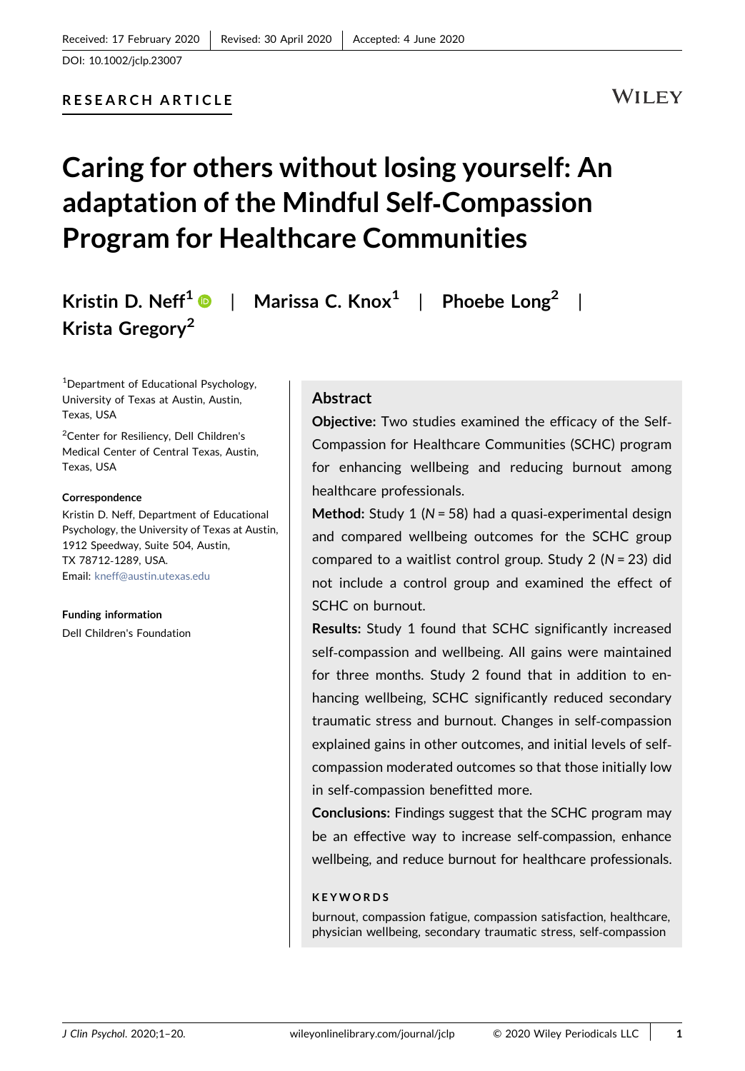Received: 17 February 2020 | Revised: 30 April 2020 | Accepted: 4 June 2020

DOI: 10.1002/jclp.23007

**RESEARCH ARTICLE**

# Caring for others without losing yourself: An adaptation of the Mindful Self-Compassion Program for Healthcare Communities

**Kristin D. Neff**[1] | **Marissa C. Knox**[1] | **Phoebe Long**[2] | **Krista Gregory**[2]

[1]Department of Educational Psychology, University of Texas at Austin, Austin, Texas, USA

[2]Center for Resiliency, Dell Children's Medical Center of Central Texas, Austin, Texas, USA

**Correspondence**

Kristin D. Neff, Department of Educational Psychology, the University of Texas at Austin, 1912 Speedway, Suite 504, Austin, TX 78712-1289, USA.
Email: kneff@austin.utexas.edu

**Funding information**

Dell Children's Foundation

## Abstract

**Objective:** Two studies examined the efficacy of the Self-Compassion for Healthcare Communities (SCHC) program for enhancing wellbeing and reducing burnout among healthcare professionals.

**Method:** Study 1 ($N = 58$) had a quasi-experimental design and compared wellbeing outcomes for the SCHC group compared to a waitlist control group. Study 2 ($N = 23$) did not include a control group and examined the effect of SCHC on burnout.

**Results:** Study 1 found that SCHC significantly increased self-compassion and wellbeing. All gains were maintained for three months. Study 2 found that in addition to enhancing wellbeing, SCHC significantly reduced secondary traumatic stress and burnout. Changes in self-compassion explained gains in other outcomes, and initial levels of self-compassion moderated outcomes so that those initially low in self-compassion benefitted more.

**Conclusions:** Findings suggest that the SCHC program may be an effective way to increase self-compassion, enhance wellbeing, and reduce burnout for healthcare professionals.

**KEYWORDS**

burnout, compassion fatigue, compassion satisfaction, healthcare, physician wellbeing, secondary traumatic stress, self-compassion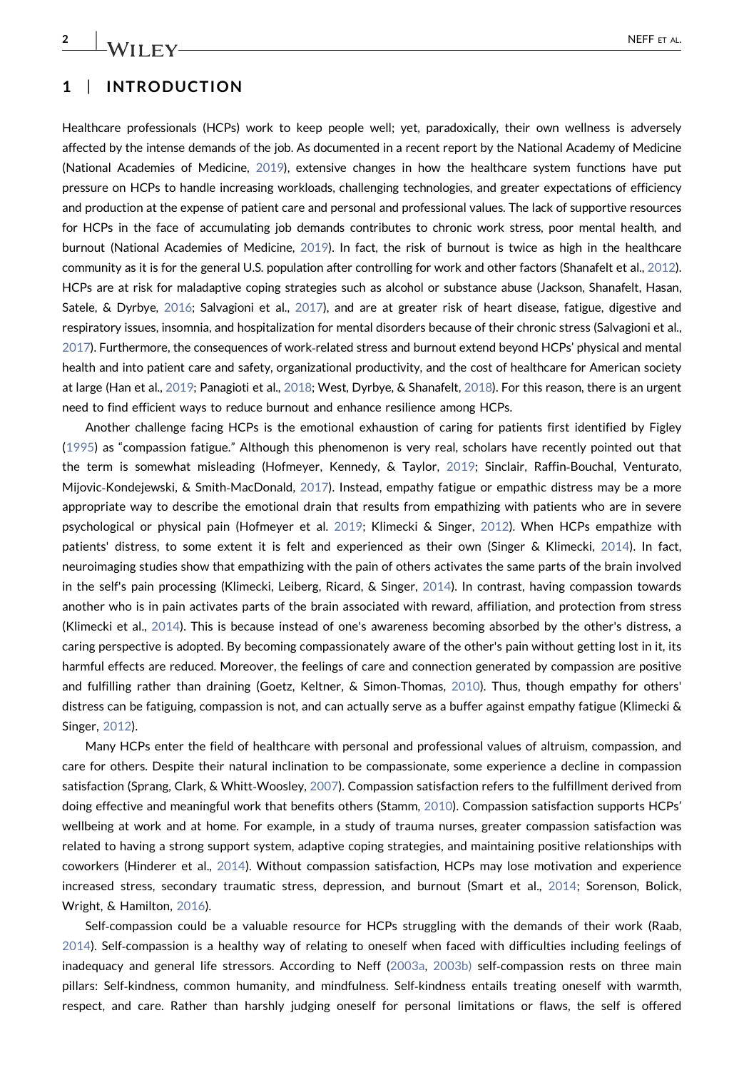## 1 | INTRODUCTION

Healthcare professionals (HCPs) work to keep people well; yet, paradoxically, their own wellness is adversely affected by the intense demands of the job. As documented in a recent report by the National Academy of Medicine (National Academies of Medicine, 2019), extensive changes in how the healthcare system functions have put pressure on HCPs to handle increasing workloads, challenging technologies, and greater expectations of efficiency and production at the expense of patient care and personal and professional values. The lack of supportive resources for HCPs in the face of accumulating job demands contributes to chronic work stress, poor mental health, and burnout (National Academies of Medicine, 2019). In fact, the risk of burnout is twice as high in the healthcare community as it is for the general U.S. population after controlling for work and other factors (Shanafelt et al., 2012). HCPs are at risk for maladaptive coping strategies such as alcohol or substance abuse (Jackson, Shanafelt, Hasan, Satele, & Dyrbye, 2016; Salvagioni et al., 2017), and are at greater risk of heart disease, fatigue, digestive and respiratory issues, insomnia, and hospitalization for mental disorders because of their chronic stress (Salvagioni et al., 2017). Furthermore, the consequences of work-related stress and burnout extend beyond HCPs' physical and mental health and into patient care and safety, organizational productivity, and the cost of healthcare for American society at large (Han et al., 2019; Panagioti et al., 2018; West, Dyrbye, & Shanafelt, 2018). For this reason, there is an urgent need to find efficient ways to reduce burnout and enhance resilience among HCPs.

Another challenge facing HCPs is the emotional exhaustion of caring for patients first identified by Figley (1995) as "compassion fatigue." Although this phenomenon is very real, scholars have recently pointed out that the term is somewhat misleading (Hofmeyer, Kennedy, & Taylor, 2019; Sinclair, Raffin-Bouchal, Venturato, Mijovic-Kondejewski, & Smith-MacDonald, 2017). Instead, empathy fatigue or empathic distress may be a more appropriate way to describe the emotional drain that results from empathizing with patients who are in severe psychological or physical pain (Hofmeyer et al. 2019; Klimecki & Singer, 2012). When HCPs empathize with patients' distress, to some extent it is felt and experienced as their own (Singer & Klimecki, 2014). In fact, neuroimaging studies show that empathizing with the pain of others activates the same parts of the brain involved in the self's pain processing (Klimecki, Leiberg, Ricard, & Singer, 2014). In contrast, having compassion towards another who is in pain activates parts of the brain associated with reward, affiliation, and protection from stress (Klimecki et al., 2014). This is because instead of one's awareness becoming absorbed by the other's distress, a caring perspective is adopted. By becoming compassionately aware of the other's pain without getting lost in it, its harmful effects are reduced. Moreover, the feelings of care and connection generated by compassion are positive and fulfilling rather than draining (Goetz, Keltner, & Simon-Thomas, 2010). Thus, though empathy for others' distress can be fatiguing, compassion is not, and can actually serve as a buffer against empathy fatigue (Klimecki & Singer, 2012).

Many HCPs enter the field of healthcare with personal and professional values of altruism, compassion, and care for others. Despite their natural inclination to be compassionate, some experience a decline in compassion satisfaction (Sprang, Clark, & Whitt-Woosley, 2007). Compassion satisfaction refers to the fulfillment derived from doing effective and meaningful work that benefits others (Stamm, 2010). Compassion satisfaction supports HCPs' wellbeing at work and at home. For example, in a study of trauma nurses, greater compassion satisfaction was related to having a strong support system, adaptive coping strategies, and maintaining positive relationships with coworkers (Hinderer et al., 2014). Without compassion satisfaction, HCPs may lose motivation and experience increased stress, secondary traumatic stress, depression, and burnout (Smart et al., 2014; Sorenson, Bolick, Wright, & Hamilton, 2016).

Self-compassion could be a valuable resource for HCPs struggling with the demands of their work (Raab, 2014). Self-compassion is a healthy way of relating to oneself when faced with difficulties including feelings of inadequacy and general life stressors. According to Neff (2003a, 2003b) self-compassion rests on three main pillars: Self-kindness, common humanity, and mindfulness. Self-kindness entails treating oneself with warmth, respect, and care. Rather than harshly judging oneself for personal limitations or flaws, the self is offered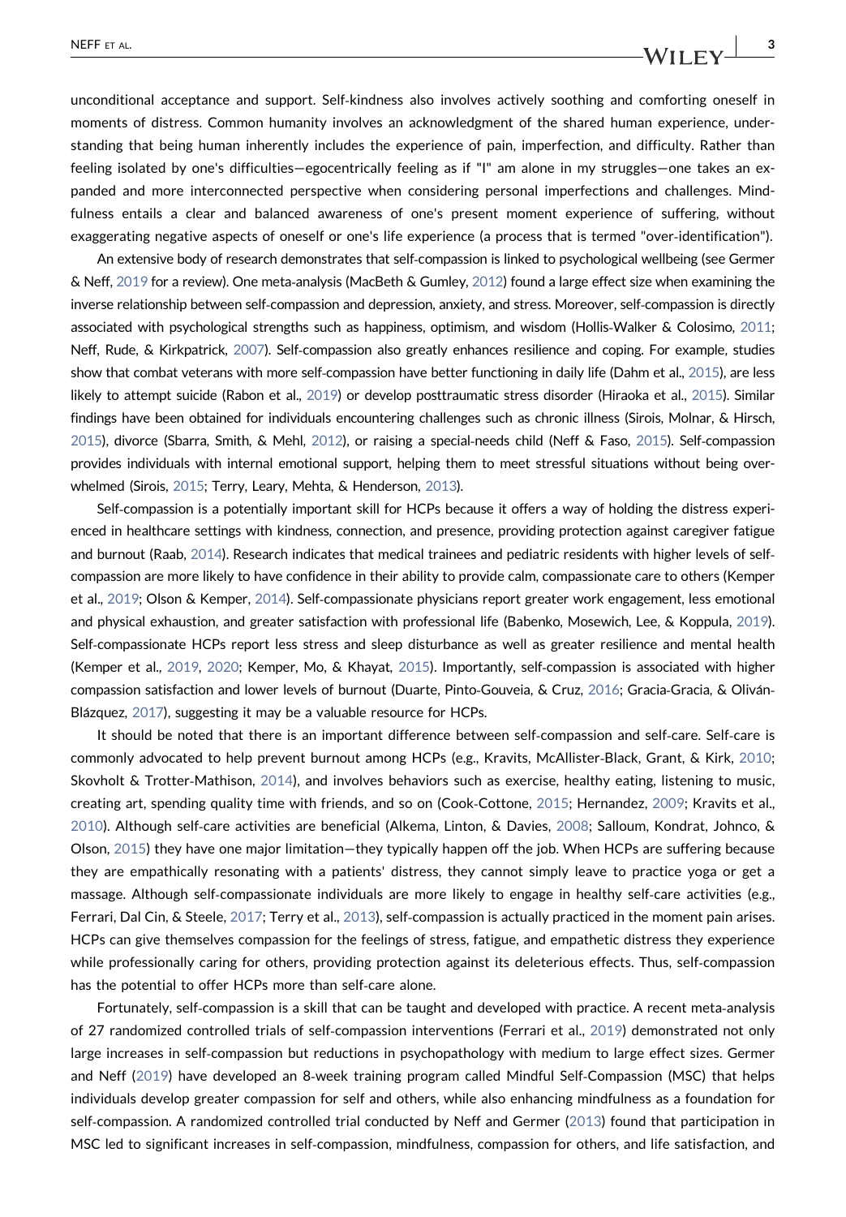unconditional acceptance and support. Self-kindness also involves actively soothing and comforting oneself in moments of distress. Common humanity involves an acknowledgment of the shared human experience, understanding that being human inherently includes the experience of pain, imperfection, and difficulty. Rather than feeling isolated by one's difficulties—egocentrically feeling as if "I" am alone in my struggles—one takes an expanded and more interconnected perspective when considering personal imperfections and challenges. Mindfulness entails a clear and balanced awareness of one's present moment experience of suffering, without exaggerating negative aspects of oneself or one's life experience (a process that is termed "over-identification").

An extensive body of research demonstrates that self-compassion is linked to psychological wellbeing (see Germer & Neff, 2019 for a review). One meta-analysis (MacBeth & Gumley, 2012) found a large effect size when examining the inverse relationship between self-compassion and depression, anxiety, and stress. Moreover, self-compassion is directly associated with psychological strengths such as happiness, optimism, and wisdom (Hollis-Walker & Colosimo, 2011; Neff, Rude, & Kirkpatrick, 2007). Self-compassion also greatly enhances resilience and coping. For example, studies show that combat veterans with more self-compassion have better functioning in daily life (Dahm et al., 2015), are less likely to attempt suicide (Rabon et al., 2019) or develop posttraumatic stress disorder (Hiraoka et al., 2015). Similar findings have been obtained for individuals encountering challenges such as chronic illness (Sirois, Molnar, & Hirsch, 2015), divorce (Sbarra, Smith, & Mehl, 2012), or raising a special-needs child (Neff & Faso, 2015). Self-compassion provides individuals with internal emotional support, helping them to meet stressful situations without being overwhelmed (Sirois, 2015; Terry, Leary, Mehta, & Henderson, 2013).

Self-compassion is a potentially important skill for HCPs because it offers a way of holding the distress experienced in healthcare settings with kindness, connection, and presence, providing protection against caregiver fatigue and burnout (Raab, 2014). Research indicates that medical trainees and pediatric residents with higher levels of self-compassion are more likely to have confidence in their ability to provide calm, compassionate care to others (Kemper et al., 2019; Olson & Kemper, 2014). Self-compassionate physicians report greater work engagement, less emotional and physical exhaustion, and greater satisfaction with professional life (Babenko, Mosewich, Lee, & Koppula, 2019). Self-compassionate HCPs report less stress and sleep disturbance as well as greater resilience and mental health (Kemper et al., 2019, 2020; Kemper, Mo, & Khayat, 2015). Importantly, self-compassion is associated with higher compassion satisfaction and lower levels of burnout (Duarte, Pinto-Gouveia, & Cruz, 2016; Gracia-Gracia, & Oliván-Blázquez, 2017), suggesting it may be a valuable resource for HCPs.

It should be noted that there is an important difference between self-compassion and self-care. Self-care is commonly advocated to help prevent burnout among HCPs (e.g., Kravits, McAllister-Black, Grant, & Kirk, 2010; Skovholt & Trotter-Mathison, 2014), and involves behaviors such as exercise, healthy eating, listening to music, creating art, spending quality time with friends, and so on (Cook-Cottone, 2015; Hernandez, 2009; Kravits et al., 2010). Although self-care activities are beneficial (Alkema, Linton, & Davies, 2008; Salloum, Kondrat, Johnco, & Olson, 2015) they have one major limitation—they typically happen off the job. When HCPs are suffering because they are empathically resonating with a patients' distress, they cannot simply leave to practice yoga or get a massage. Although self-compassionate individuals are more likely to engage in healthy self-care activities (e.g., Ferrari, Dal Cin, & Steele, 2017; Terry et al., 2013), self-compassion is actually practiced in the moment pain arises. HCPs can give themselves compassion for the feelings of stress, fatigue, and empathetic distress they experience while professionally caring for others, providing protection against its deleterious effects. Thus, self-compassion has the potential to offer HCPs more than self-care alone.

Fortunately, self-compassion is a skill that can be taught and developed with practice. A recent meta-analysis of 27 randomized controlled trials of self-compassion interventions (Ferrari et al., 2019) demonstrated not only large increases in self-compassion but reductions in psychopathology with medium to large effect sizes. Germer and Neff (2019) have developed an 8-week training program called Mindful Self-Compassion (MSC) that helps individuals develop greater compassion for self and others, while also enhancing mindfulness as a foundation for self-compassion. A randomized controlled trial conducted by Neff and Germer (2013) found that participation in MSC led to significant increases in self-compassion, mindfulness, compassion for others, and life satisfaction, and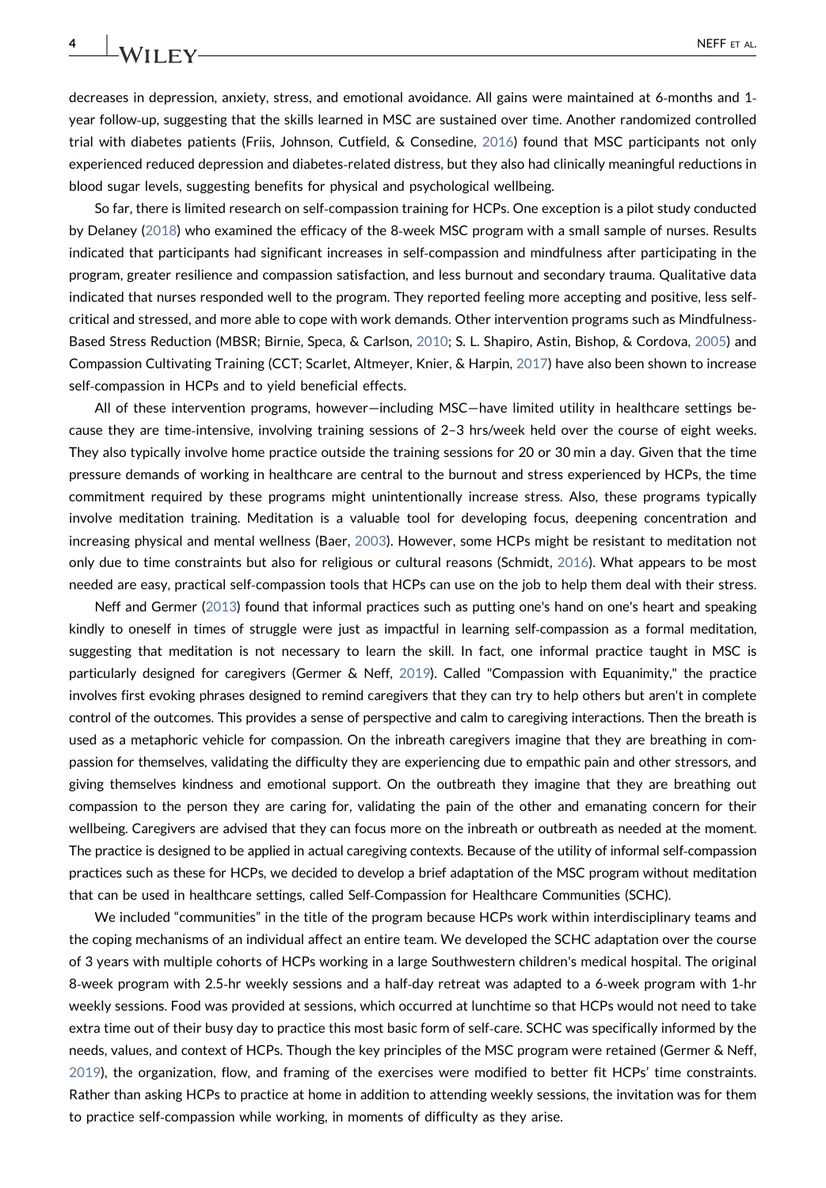decreases in depression, anxiety, stress, and emotional avoidance. All gains were maintained at 6-months and 1-year follow-up, suggesting that the skills learned in MSC are sustained over time. Another randomized controlled trial with diabetes patients (Friis, Johnson, Cutfield, & Consedine, 2016) found that MSC participants not only experienced reduced depression and diabetes-related distress, but they also had clinically meaningful reductions in blood sugar levels, suggesting benefits for physical and psychological wellbeing.

So far, there is limited research on self-compassion training for HCPs. One exception is a pilot study conducted by Delaney (2018) who examined the efficacy of the 8-week MSC program with a small sample of nurses. Results indicated that participants had significant increases in self-compassion and mindfulness after participating in the program, greater resilience and compassion satisfaction, and less burnout and secondary trauma. Qualitative data indicated that nurses responded well to the program. They reported feeling more accepting and positive, less self-critical and stressed, and more able to cope with work demands. Other intervention programs such as Mindfulness-Based Stress Reduction (MBSR; Birnie, Speca, & Carlson, 2010; S. L. Shapiro, Astin, Bishop, & Cordova, 2005) and Compassion Cultivating Training (CCT; Scarlet, Altmeyer, Knier, & Harpin, 2017) have also been shown to increase self-compassion in HCPs and to yield beneficial effects.

All of these intervention programs, however—including MSC—have limited utility in healthcare settings because they are time-intensive, involving training sessions of 2–3 hrs/week held over the course of eight weeks. They also typically involve home practice outside the training sessions for 20 or 30 min a day. Given that the time pressure demands of working in healthcare are central to the burnout and stress experienced by HCPs, the time commitment required by these programs might unintentionally increase stress. Also, these programs typically involve meditation training. Meditation is a valuable tool for developing focus, deepening concentration and increasing physical and mental wellness (Baer, 2003). However, some HCPs might be resistant to meditation not only due to time constraints but also for religious or cultural reasons (Schmidt, 2016). What appears to be most needed are easy, practical self-compassion tools that HCPs can use on the job to help them deal with their stress.

Neff and Germer (2013) found that informal practices such as putting one's hand on one's heart and speaking kindly to oneself in times of struggle were just as impactful in learning self-compassion as a formal meditation, suggesting that meditation is not necessary to learn the skill. In fact, one informal practice taught in MSC is particularly designed for caregivers (Germer & Neff, 2019). Called "Compassion with Equanimity," the practice involves first evoking phrases designed to remind caregivers that they can try to help others but aren't in complete control of the outcomes. This provides a sense of perspective and calm to caregiving interactions. Then the breath is used as a metaphoric vehicle for compassion. On the inbreath caregivers imagine that they are breathing in compassion for themselves, validating the difficulty they are experiencing due to empathic pain and other stressors, and giving themselves kindness and emotional support. On the outbreath they imagine that they are breathing out compassion to the person they are caring for, validating the pain of the other and emanating concern for their wellbeing. Caregivers are advised that they can focus more on the inbreath or outbreath as needed at the moment. The practice is designed to be applied in actual caregiving contexts. Because of the utility of informal self-compassion practices such as these for HCPs, we decided to develop a brief adaptation of the MSC program without meditation that can be used in healthcare settings, called Self-Compassion for Healthcare Communities (SCHC).

We included "communities" in the title of the program because HCPs work within interdisciplinary teams and the coping mechanisms of an individual affect an entire team. We developed the SCHC adaptation over the course of 3 years with multiple cohorts of HCPs working in a large Southwestern children's medical hospital. The original 8-week program with 2.5-hr weekly sessions and a half-day retreat was adapted to a 6-week program with 1-hr weekly sessions. Food was provided at sessions, which occurred at lunchtime so that HCPs would not need to take extra time out of their busy day to practice this most basic form of self-care. SCHC was specifically informed by the needs, values, and context of HCPs. Though the key principles of the MSC program were retained (Germer & Neff, 2019), the organization, flow, and framing of the exercises were modified to better fit HCPs' time constraints. Rather than asking HCPs to practice at home in addition to attending weekly sessions, the invitation was for them to practice self-compassion while working, in moments of difficulty as they arise.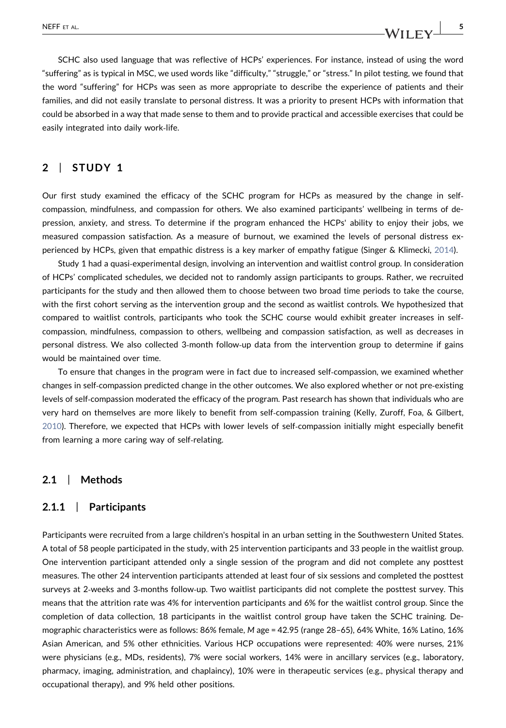SCHC also used language that was reflective of HCPs' experiences. For instance, instead of using the word "suffering" as is typical in MSC, we used words like "difficulty," "struggle," or "stress." In pilot testing, we found that the word "suffering" for HCPs was seen as more appropriate to describe the experience of patients and their families, and did not easily translate to personal distress. It was a priority to present HCPs with information that could be absorbed in a way that made sense to them and to provide practical and accessible exercises that could be easily integrated into daily work-life.

## 2 | STUDY 1

Our first study examined the efficacy of the SCHC program for HCPs as measured by the change in self-compassion, mindfulness, and compassion for others. We also examined participants' wellbeing in terms of depression, anxiety, and stress. To determine if the program enhanced the HCPs' ability to enjoy their jobs, we measured compassion satisfaction. As a measure of burnout, we examined the levels of personal distress experienced by HCPs, given that empathic distress is a key marker of empathy fatigue (Singer & Klimecki, 2014).

Study 1 had a quasi-experimental design, involving an intervention and waitlist control group. In consideration of HCPs' complicated schedules, we decided not to randomly assign participants to groups. Rather, we recruited participants for the study and then allowed them to choose between two broad time periods to take the course, with the first cohort serving as the intervention group and the second as waitlist controls. We hypothesized that compared to waitlist controls, participants who took the SCHC course would exhibit greater increases in self-compassion, mindfulness, compassion to others, wellbeing and compassion satisfaction, as well as decreases in personal distress. We also collected 3-month follow-up data from the intervention group to determine if gains would be maintained over time.

To ensure that changes in the program were in fact due to increased self-compassion, we examined whether changes in self-compassion predicted change in the other outcomes. We also explored whether or not pre-existing levels of self-compassion moderated the efficacy of the program. Past research has shown that individuals who are very hard on themselves are more likely to benefit from self-compassion training (Kelly, Zuroff, Foa, & Gilbert, 2010). Therefore, we expected that HCPs with lower levels of self-compassion initially might especially benefit from learning a more caring way of self-relating.

### 2.1 | Methods

#### 2.1.1 | Participants

Participants were recruited from a large children's hospital in an urban setting in the Southwestern United States. A total of 58 people participated in the study, with 25 intervention participants and 33 people in the waitlist group. One intervention participant attended only a single session of the program and did not complete any posttest measures. The other 24 intervention participants attended at least four of six sessions and completed the posttest surveys at 2-weeks and 3-months follow-up. Two waitlist participants did not complete the posttest survey. This means that the attrition rate was 4% for intervention participants and 6% for the waitlist control group. Since the completion of data collection, 18 participants in the waitlist control group have taken the SCHC training. Demographic characteristics were as follows: 86% female, *M* age = 42.95 (range 28–65), 64% White, 16% Latino, 16% Asian American, and 5% other ethnicities. Various HCP occupations were represented: 40% were nurses, 21% were physicians (e.g., MDs, residents), 7% were social workers, 14% were in ancillary services (e.g., laboratory, pharmacy, imaging, administration, and chaplaincy), 10% were in therapeutic services (e.g., physical therapy and occupational therapy), and 9% held other positions.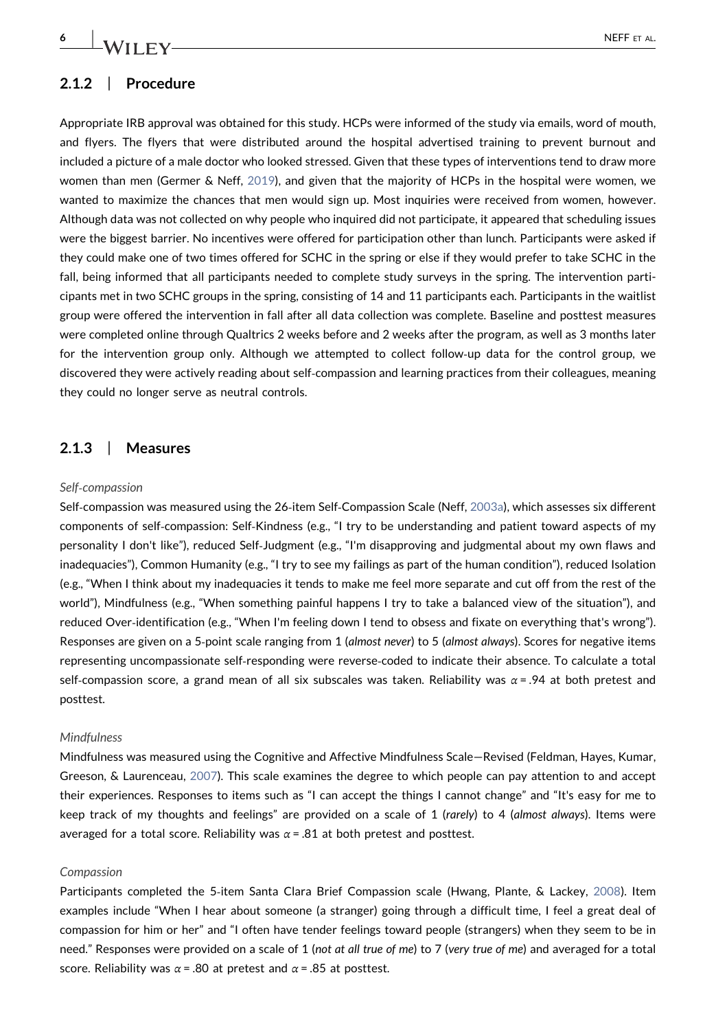### 2.1.2 | Procedure

Appropriate IRB approval was obtained for this study. HCPs were informed of the study via emails, word of mouth, and flyers. The flyers that were distributed around the hospital advertised training to prevent burnout and included a picture of a male doctor who looked stressed. Given that these types of interventions tend to draw more women than men (Germer & Neff, 2019), and given that the majority of HCPs in the hospital were women, we wanted to maximize the chances that men would sign up. Most inquiries were received from women, however. Although data was not collected on why people who inquired did not participate, it appeared that scheduling issues were the biggest barrier. No incentives were offered for participation other than lunch. Participants were asked if they could make one of two times offered for SCHC in the spring or else if they would prefer to take SCHC in the fall, being informed that all participants needed to complete study surveys in the spring. The intervention participants met in two SCHC groups in the spring, consisting of 14 and 11 participants each. Participants in the waitlist group were offered the intervention in fall after all data collection was complete. Baseline and posttest measures were completed online through Qualtrics 2 weeks before and 2 weeks after the program, as well as 3 months later for the intervention group only. Although we attempted to collect follow-up data for the control group, we discovered they were actively reading about self-compassion and learning practices from their colleagues, meaning they could no longer serve as neutral controls.

### 2.1.3 | Measures

*Self-compassion*

Self-compassion was measured using the 26-item Self-Compassion Scale (Neff, 2003a), which assesses six different components of self-compassion: Self-Kindness (e.g., "I try to be understanding and patient toward aspects of my personality I don't like"), reduced Self-Judgment (e.g., "I'm disapproving and judgmental about my own flaws and inadequacies"), Common Humanity (e.g., "I try to see my failings as part of the human condition"), reduced Isolation (e.g., "When I think about my inadequacies it tends to make me feel more separate and cut off from the rest of the world"), Mindfulness (e.g., "When something painful happens I try to take a balanced view of the situation"), and reduced Over-identification (e.g., "When I'm feeling down I tend to obsess and fixate on everything that's wrong"). Responses are given on a 5-point scale ranging from 1 (*almost never*) to 5 (*almost always*). Scores for negative items representing uncompassionate self-responding were reverse-coded to indicate their absence. To calculate a total self-compassion score, a grand mean of all six subscales was taken. Reliability was $\alpha = .94$ at both pretest and posttest.

*Mindfulness*

Mindfulness was measured using the Cognitive and Affective Mindfulness Scale—Revised (Feldman, Hayes, Kumar, Greeson, & Laurenceau, 2007). This scale examines the degree to which people can pay attention to and accept their experiences. Responses to items such as "I can accept the things I cannot change" and "It's easy for me to keep track of my thoughts and feelings" are provided on a scale of 1 (*rarely*) to 4 (*almost always*). Items were averaged for a total score. Reliability was $\alpha = .81$ at both pretest and posttest.

*Compassion*

Participants completed the 5-item Santa Clara Brief Compassion scale (Hwang, Plante, & Lackey, 2008). Item examples include "When I hear about someone (a stranger) going through a difficult time, I feel a great deal of compassion for him or her" and "I often have tender feelings toward people (strangers) when they seem to be in need." Responses were provided on a scale of 1 (*not at all true of me*) to 7 (*very true of me*) and averaged for a total score. Reliability was $\alpha = .80$ at pretest and $\alpha = .85$ at posttest.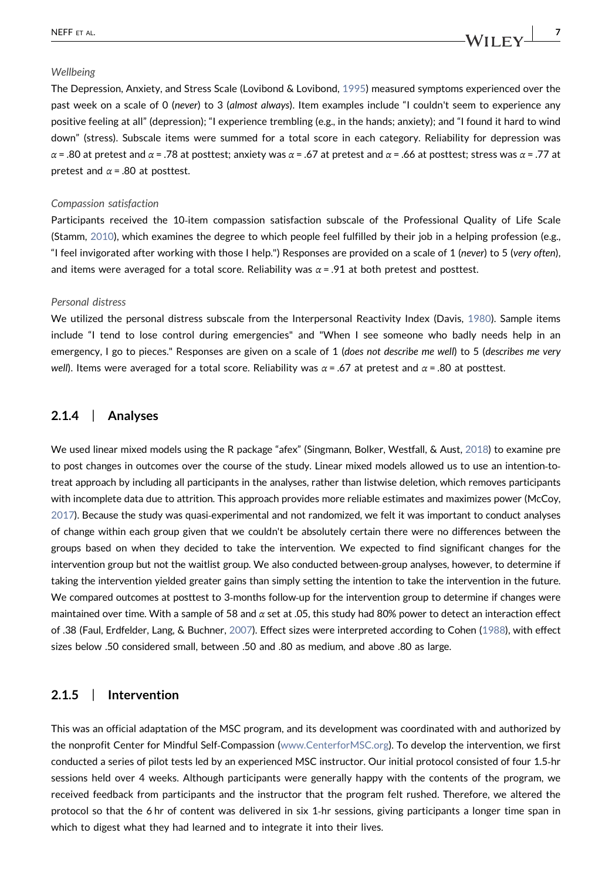*Wellbeing*

The Depression, Anxiety, and Stress Scale (Lovibond & Lovibond, 1995) measured symptoms experienced over the past week on a scale of 0 (*never*) to 3 (*almost always*). Item examples include "I couldn't seem to experience any positive feeling at all" (depression); "I experience trembling (e.g., in the hands; anxiety); and "I found it hard to wind down" (stress). Subscale items were summed for a total score in each category. Reliability for depression was $\alpha = .80$ at pretest and $\alpha = .78$ at posttest; anxiety was $\alpha = .67$ at pretest and $\alpha = .66$ at posttest; stress was $\alpha = .77$ at pretest and $\alpha = .80$ at posttest.

*Compassion satisfaction*

Participants received the 10-item compassion satisfaction subscale of the Professional Quality of Life Scale (Stamm, 2010), which examines the degree to which people feel fulfilled by their job in a helping profession (e.g., "I feel invigorated after working with those I help.") Responses are provided on a scale of 1 (*never*) to 5 (*very often*), and items were averaged for a total score. Reliability was $\alpha = .91$ at both pretest and posttest.

*Personal distress*

We utilized the personal distress subscale from the Interpersonal Reactivity Index (Davis, 1980). Sample items include "I tend to lose control during emergencies" and "When I see someone who badly needs help in an emergency, I go to pieces." Responses are given on a scale of 1 (*does not describe me well*) to 5 (*describes me very well*). Items were averaged for a total score. Reliability was $\alpha = .67$ at pretest and $\alpha = .80$ at posttest.

### 2.1.4 | Analyses

We used linear mixed models using the R package "afex" (Singmann, Bolker, Westfall, & Aust, 2018) to examine pre to post changes in outcomes over the course of the study. Linear mixed models allowed us to use an intention-to-treat approach by including all participants in the analyses, rather than listwise deletion, which removes participants with incomplete data due to attrition. This approach provides more reliable estimates and maximizes power (McCoy, 2017). Because the study was quasi-experimental and not randomized, we felt it was important to conduct analyses of change within each group given that we couldn't be absolutely certain there were no differences between the groups based on when they decided to take the intervention. We expected to find significant changes for the intervention group but not the waitlist group. We also conducted between-group analyses, however, to determine if taking the intervention yielded greater gains than simply setting the intention to take the intervention in the future. We compared outcomes at posttest to 3-months follow-up for the intervention group to determine if changes were maintained over time. With a sample of 58 and $\alpha$ set at .05, this study had 80% power to detect an interaction effect of .38 (Faul, Erdfelder, Lang, & Buchner, 2007). Effect sizes were interpreted according to Cohen (1988), with effect sizes below .50 considered small, between .50 and .80 as medium, and above .80 as large.

### 2.1.5 | Intervention

This was an official adaptation of the MSC program, and its development was coordinated with and authorized by the nonprofit Center for Mindful Self-Compassion (www.CenterforMSC.org). To develop the intervention, we first conducted a series of pilot tests led by an experienced MSC instructor. Our initial protocol consisted of four 1.5-hr sessions held over 4 weeks. Although participants were generally happy with the contents of the program, we received feedback from participants and the instructor that the program felt rushed. Therefore, we altered the protocol so that the 6 hr of content was delivered in six 1-hr sessions, giving participants a longer time span in which to digest what they had learned and to integrate it into their lives.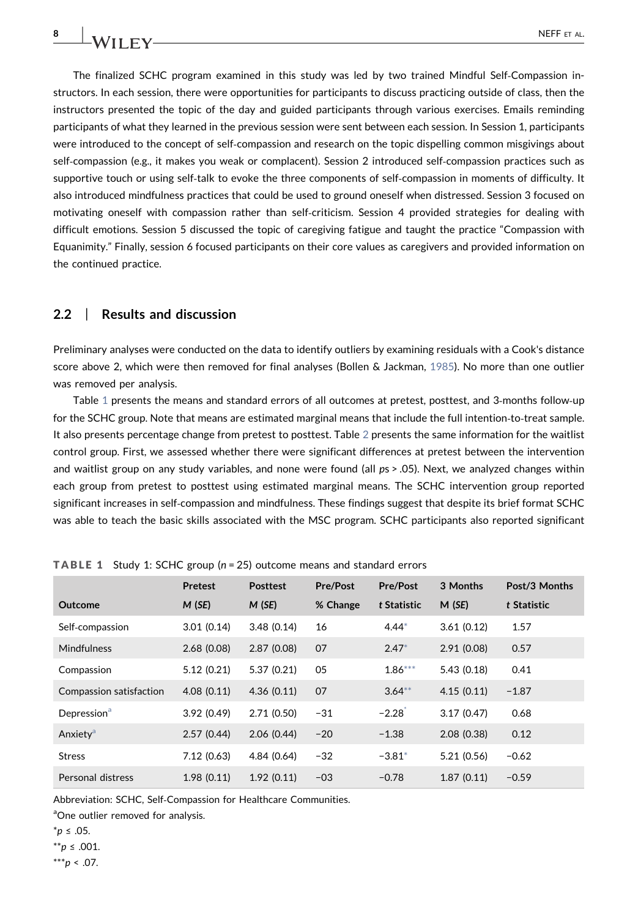The finalized SCHC program examined in this study was led by two trained Mindful Self-Compassion instructors. In each session, there were opportunities for participants to discuss practicing outside of class, then the instructors presented the topic of the day and guided participants through various exercises. Emails reminding participants of what they learned in the previous session were sent between each session. In Session 1, participants were introduced to the concept of self-compassion and research on the topic dispelling common misgivings about self-compassion (e.g., it makes you weak or complacent). Session 2 introduced self-compassion practices such as supportive touch or using self-talk to evoke the three components of self-compassion in moments of difficulty. It also introduced mindfulness practices that could be used to ground oneself when distressed. Session 3 focused on motivating oneself with compassion rather than self-criticism. Session 4 provided strategies for dealing with difficult emotions. Session 5 discussed the topic of caregiving fatigue and taught the practice "Compassion with Equanimity." Finally, session 6 focused participants on their core values as caregivers and provided information on the continued practice.

## 2.2 | Results and discussion

Preliminary analyses were conducted on the data to identify outliers by examining residuals with a Cook's distance score above 2, which were then removed for final analyses (Bollen & Jackman, 1985). No more than one outlier was removed per analysis.

Table 1 presents the means and standard errors of all outcomes at pretest, posttest, and 3-months follow-up for the SCHC group. Note that means are estimated marginal means that include the full intention-to-treat sample. It also presents percentage change from pretest to posttest. Table 2 presents the same information for the waitlist control group. First, we assessed whether there were significant differences at pretest between the intervention and waitlist group on any study variables, and none were found (all $p$s > .05). Next, we analyzed changes within each group from pretest to posttest using estimated marginal means. The SCHC intervention group reported significant increases in self-compassion and mindfulness. These findings suggest that despite its brief format SCHC was able to teach the basic skills associated with the MSC program. SCHC participants also reported significant

**TABLE 1** Study 1: SCHC group ($n$ = 25) outcome means and standard errors

| Outcome | Pretest $M$ ($SE$) | Posttest $M$ ($SE$) | Pre/Post % Change | Pre/Post $t$ Statistic | 3 Months M ($SE$) | Post/3 Months $t$ Statistic |
|---|---|---|---|---|---|---|
| Self-compassion | 3.01 (0.14) | 3.48 (0.14) | 16 | 4.44* | 3.61 (0.12) | 1.57 |
| Mindfulness | 2.68 (0.08) | 2.87 (0.08) | 07 | 2.47* | 2.91 (0.08) | 0.57 |
| Compassion | 5.12 (0.21) | 5.37 (0.21) | 05 | 1.86*** | 5.43 (0.18) | 0.41 |
| Compassion satisfaction | 4.08 (0.11) | 4.36 (0.11) | 07 | 3.64** | 4.15 (0.11) | −1.87 |
| Depression[a] | 3.92 (0.49) | 2.71 (0.50) | −31 | −2.28* | 3.17 (0.47) | 0.68 |
| Anxiety[a] | 2.57 (0.44) | 2.06 (0.44) | −20 | −1.38 | 2.08 (0.38) | 0.12 |
| Stress | 7.12 (0.63) | 4.84 (0.64) | −32 | −3.81* | 5.21 (0.56) | −0.62 |
| Personal distress | 1.98 (0.11) | 1.92 (0.11) | −03 | −0.78 | 1.87 (0.11) | −0.59 |

Abbreviation: SCHC, Self-Compassion for Healthcare Communities.

[a]One outlier removed for analysis.

*$p \leq .05$.

**$p \leq .001$.

***$p < .07$.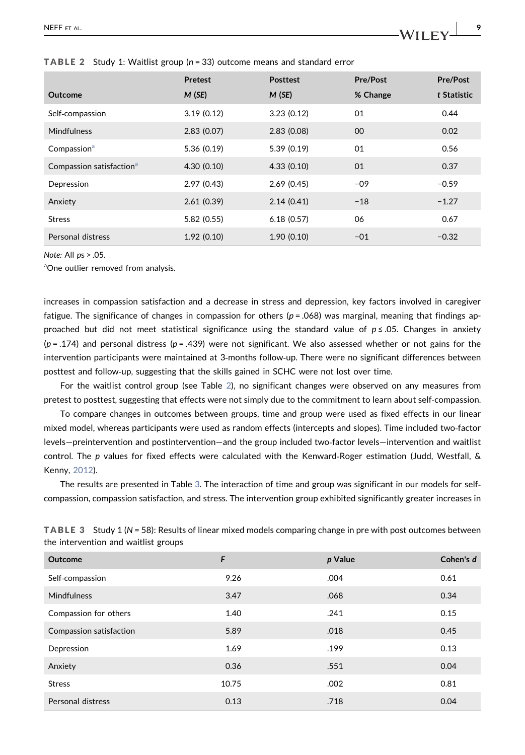**TABLE 2** Study 1: Waitlist group ($n$ = 33) outcome means and standard error

| Outcome | Pretest *M* (*SE*) | Posttest *M* (*SE*) | Pre/Post % Change | Pre/Post *t* Statistic |
|---|---|---|---|---|
| Self-compassion | 3.19 (0.12) | 3.23 (0.12) | 01 | 0.44 |
| Mindfulness | 2.83 (0.07) | 2.83 (0.08) | 00 | 0.02 |
| Compassion[a] | 5.36 (0.19) | 5.39 (0.19) | 01 | 0.56 |
| Compassion satisfaction[a] | 4.30 (0.10) | 4.33 (0.10) | 01 | 0.37 |
| Depression | 2.97 (0.43) | 2.69 (0.45) | −09 | −0.59 |
| Anxiety | 2.61 (0.39) | 2.14 (0.41) | −18 | −1.27 |
| Stress | 5.82 (0.55) | 6.18 (0.57) | 06 | 0.67 |
| Personal distress | 1.92 (0.10) | 1.90 (0.10) | −01 | −0.32 |

*Note:* All $p$s > .05.

[a]One outlier removed from analysis.

increases in compassion satisfaction and a decrease in stress and depression, key factors involved in caregiver fatigue. The significance of changes in compassion for others ($p$ = .068) was marginal, meaning that findings approached but did not meet statistical significance using the standard value of $p \le .05$. Changes in anxiety ($p$ = .174) and personal distress ($p$ = .439) were not significant. We also assessed whether or not gains for the intervention participants were maintained at 3-months follow-up. There were no significant differences between posttest and follow-up, suggesting that the skills gained in SCHC were not lost over time.

For the waitlist control group (see Table 2), no significant changes were observed on any measures from pretest to posttest, suggesting that effects were not simply due to the commitment to learn about self-compassion.

To compare changes in outcomes between groups, time and group were used as fixed effects in our linear mixed model, whereas participants were used as random effects (intercepts and slopes). Time included two-factor levels—preintervention and postintervention—and the group included two-factor levels—intervention and waitlist control. The $p$ values for fixed effects were calculated with the Kenward-Roger estimation (Judd, Westfall, & Kenny, 2012).

The results are presented in Table 3. The interaction of time and group was significant in our models for self-compassion, compassion satisfaction, and stress. The intervention group exhibited significantly greater increases in

**TABLE 3** Study 1 ($N$ = 58): Results of linear mixed models comparing change in pre with post outcomes between the intervention and waitlist groups

| Outcome | *F* | *p* Value | Cohen's *d* |
|---|---|---|---|
| Self-compassion | 9.26 | .004 | 0.61 |
| Mindfulness | 3.47 | .068 | 0.34 |
| Compassion for others | 1.40 | .241 | 0.15 |
| Compassion satisfaction | 5.89 | .018 | 0.45 |
| Depression | 1.69 | .199 | 0.13 |
| Anxiety | 0.36 | .551 | 0.04 |
| Stress | 10.75 | .002 | 0.81 |
| Personal distress | 0.13 | .718 | 0.04 |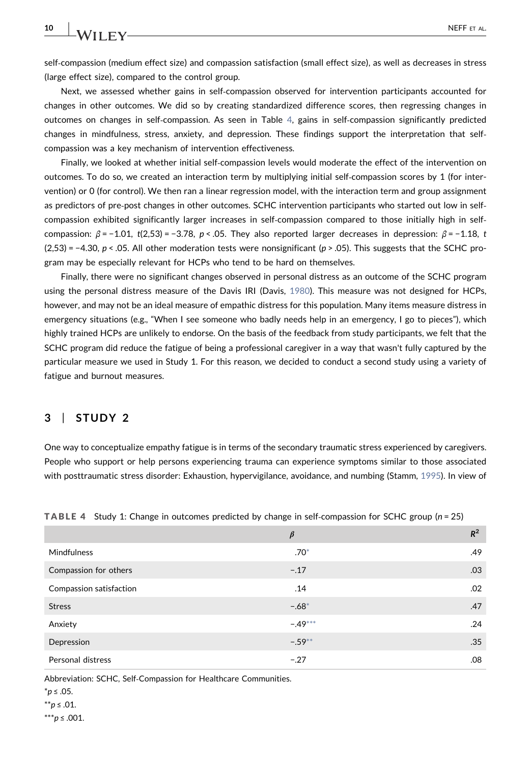self-compassion (medium effect size) and compassion satisfaction (small effect size), as well as decreases in stress (large effect size), compared to the control group.

Next, we assessed whether gains in self-compassion observed for intervention participants accounted for changes in other outcomes. We did so by creating standardized difference scores, then regressing changes in outcomes on changes in self-compassion. As seen in Table 4, gains in self-compassion significantly predicted changes in mindfulness, stress, anxiety, and depression. These findings support the interpretation that self-compassion was a key mechanism of intervention effectiveness.

Finally, we looked at whether initial self-compassion levels would moderate the effect of the intervention on outcomes. To do so, we created an interaction term by multiplying initial self-compassion scores by 1 (for intervention) or 0 (for control). We then ran a linear regression model, with the interaction term and group assignment as predictors of pre-post changes in other outcomes. SCHC intervention participants who started out low in self-compassion exhibited significantly larger increases in self-compassion compared to those initially high in self-compassion: $\beta = -1.01$, $t(2,53) = -3.78$, $p < .05$. They also reported larger decreases in depression: $\beta = -1.18$, $t(2,53) = -4.30$, $p < .05$. All other moderation tests were nonsignificant ($p > .05$). This suggests that the SCHC program may be especially relevant for HCPs who tend to be hard on themselves.

Finally, there were no significant changes observed in personal distress as an outcome of the SCHC program using the personal distress measure of the Davis IRI (Davis, 1980). This measure was not designed for HCPs, however, and may not be an ideal measure of empathic distress for this population. Many items measure distress in emergency situations (e.g., "When I see someone who badly needs help in an emergency, I go to pieces"), which highly trained HCPs are unlikely to endorse. On the basis of the feedback from study participants, we felt that the SCHC program did reduce the fatigue of being a professional caregiver in a way that wasn't fully captured by the particular measure we used in Study 1. For this reason, we decided to conduct a second study using a variety of fatigue and burnout measures.

## 3 | STUDY 2

One way to conceptualize empathy fatigue is in terms of the secondary traumatic stress experienced by caregivers. People who support or help persons experiencing trauma can experience symptoms similar to those associated with posttraumatic stress disorder: Exhaustion, hypervigilance, avoidance, and numbing (Stamm, 1995). In view of

**TABLE 4** Study 1: Change in outcomes predicted by change in self-compassion for SCHC group ($n = 25$)

| | $\beta$ | $R^2$ |
|---|---|---|
| Mindfulness | .70* | .49 |
| Compassion for others | −.17 | .03 |
| Compassion satisfaction | .14 | .02 |
| Stress | −.68* | .47 |
| Anxiety | −.49*** | .24 |
| Depression | −.59** | .35 |
| Personal distress | −.27 | .08 |

Abbreviation: SCHC, Self-Compassion for Healthcare Communities.

*$p \leq .05$.

**$p \leq .01$.

***$p \leq .001$.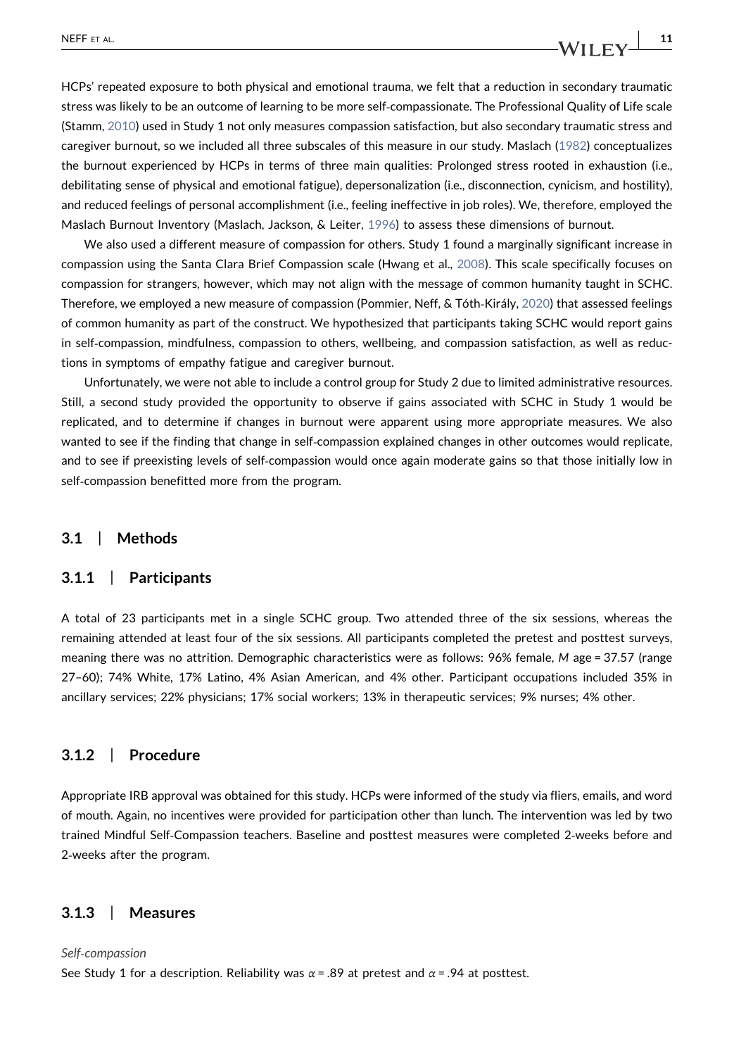HCPs' repeated exposure to both physical and emotional trauma, we felt that a reduction in secondary traumatic stress was likely to be an outcome of learning to be more self-compassionate. The Professional Quality of Life scale (Stamm, 2010) used in Study 1 not only measures compassion satisfaction, but also secondary traumatic stress and caregiver burnout, so we included all three subscales of this measure in our study. Maslach (1982) conceptualizes the burnout experienced by HCPs in terms of three main qualities: Prolonged stress rooted in exhaustion (i.e., debilitating sense of physical and emotional fatigue), depersonalization (i.e., disconnection, cynicism, and hostility), and reduced feelings of personal accomplishment (i.e., feeling ineffective in job roles). We, therefore, employed the Maslach Burnout Inventory (Maslach, Jackson, & Leiter, 1996) to assess these dimensions of burnout.

We also used a different measure of compassion for others. Study 1 found a marginally significant increase in compassion using the Santa Clara Brief Compassion scale (Hwang et al., 2008). This scale specifically focuses on compassion for strangers, however, which may not align with the message of common humanity taught in SCHC. Therefore, we employed a new measure of compassion (Pommier, Neff, & Tóth-Király, 2020) that assessed feelings of common humanity as part of the construct. We hypothesized that participants taking SCHC would report gains in self-compassion, mindfulness, compassion to others, wellbeing, and compassion satisfaction, as well as reductions in symptoms of empathy fatigue and caregiver burnout.

Unfortunately, we were not able to include a control group for Study 2 due to limited administrative resources. Still, a second study provided the opportunity to observe if gains associated with SCHC in Study 1 would be replicated, and to determine if changes in burnout were apparent using more appropriate measures. We also wanted to see if the finding that change in self-compassion explained changes in other outcomes would replicate, and to see if preexisting levels of self-compassion would once again moderate gains so that those initially low in self-compassion benefitted more from the program.

## 3.1 | Methods

### 3.1.1 | Participants

A total of 23 participants met in a single SCHC group. Two attended three of the six sessions, whereas the remaining attended at least four of the six sessions. All participants completed the pretest and posttest surveys, meaning there was no attrition. Demographic characteristics were as follows: 96% female, *M* age = 37.57 (range 27–60); 74% White, 17% Latino, 4% Asian American, and 4% other. Participant occupations included 35% in ancillary services; 22% physicians; 17% social workers; 13% in therapeutic services; 9% nurses; 4% other.

### 3.1.2 | Procedure

Appropriate IRB approval was obtained for this study. HCPs were informed of the study via fliers, emails, and word of mouth. Again, no incentives were provided for participation other than lunch. The intervention was led by two trained Mindful Self-Compassion teachers. Baseline and posttest measures were completed 2-weeks before and 2-weeks after the program.

### 3.1.3 | Measures

*Self-compassion*

See Study 1 for a description. Reliability was $\alpha = .89$ at pretest and $\alpha = .94$ at posttest.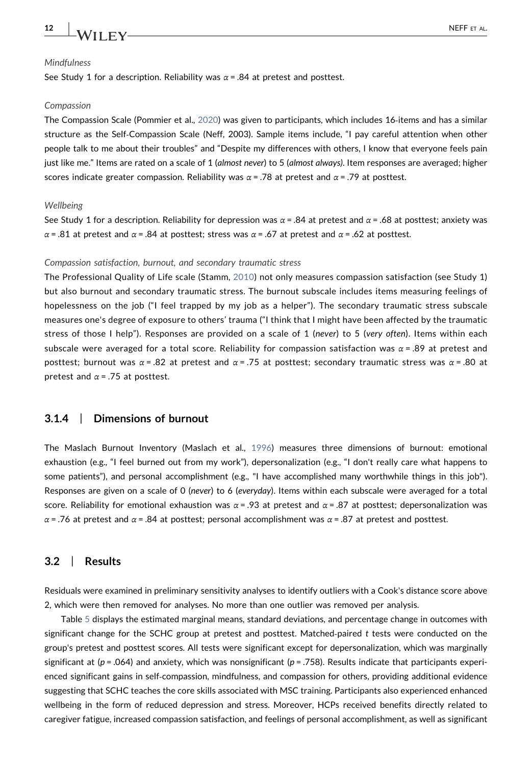#### *Mindfulness*

See Study 1 for a description. Reliability was $\alpha = .84$ at pretest and posttest.

#### *Compassion*

The Compassion Scale (Pommier et al., 2020) was given to participants, which includes 16-items and has a similar structure as the Self-Compassion Scale (Neff, 2003). Sample items include, "I pay careful attention when other people talk to me about their troubles" and "Despite my differences with others, I know that everyone feels pain just like me." Items are rated on a scale of 1 (*almost never*) to 5 (*almost always)*. Item responses are averaged; higher scores indicate greater compassion. Reliability was $\alpha = .78$ at pretest and $\alpha = .79$ at posttest.

#### *Wellbeing*

See Study 1 for a description. Reliability for depression was $\alpha = .84$ at pretest and $\alpha = .68$ at posttest; anxiety was $\alpha = .81$ at pretest and $\alpha = .84$ at posttest; stress was $\alpha = .67$ at pretest and $\alpha = .62$ at posttest.

#### *Compassion satisfaction, burnout, and secondary traumatic stress*

The Professional Quality of Life scale (Stamm, 2010) not only measures compassion satisfaction (see Study 1) but also burnout and secondary traumatic stress. The burnout subscale includes items measuring feelings of hopelessness on the job ("I feel trapped by my job as a helper"). The secondary traumatic stress subscale measures one's degree of exposure to others' trauma ("I think that I might have been affected by the traumatic stress of those I help"). Responses are provided on a scale of 1 (*never*) to 5 (*very often*). Items within each subscale were averaged for a total score. Reliability for compassion satisfaction was $\alpha = .89$ at pretest and posttest; burnout was $\alpha = .82$ at pretest and $\alpha = .75$ at posttest; secondary traumatic stress was $\alpha = .80$ at pretest and $\alpha = .75$ at posttest.

### 3.1.4 | Dimensions of burnout

The Maslach Burnout Inventory (Maslach et al., 1996) measures three dimensions of burnout: emotional exhaustion (e.g., "I feel burned out from my work"), depersonalization (e.g., "I don't really care what happens to some patients"), and personal accomplishment (e.g., "I have accomplished many worthwhile things in this job"). Responses are given on a scale of 0 (*never*) to 6 (*everyday*). Items within each subscale were averaged for a total score. Reliability for emotional exhaustion was $\alpha = .93$ at pretest and $\alpha = .87$ at posttest; depersonalization was $\alpha = .76$ at pretest and $\alpha = .84$ at posttest; personal accomplishment was $\alpha = .87$ at pretest and posttest.

## 3.2 | Results

Residuals were examined in preliminary sensitivity analyses to identify outliers with a Cook's distance score above 2, which were then removed for analyses. No more than one outlier was removed per analysis.

Table 5 displays the estimated marginal means, standard deviations, and percentage change in outcomes with significant change for the SCHC group at pretest and posttest. Matched-paired *t* tests were conducted on the group's pretest and posttest scores. All tests were significant except for depersonalization, which was marginally significant at ($p = .064$) and anxiety, which was nonsignificant ($p = .758$). Results indicate that participants experienced significant gains in self-compassion, mindfulness, and compassion for others, providing additional evidence suggesting that SCHC teaches the core skills associated with MSC training. Participants also experienced enhanced wellbeing in the form of reduced depression and stress. Moreover, HCPs received benefits directly related to caregiver fatigue, increased compassion satisfaction, and feelings of personal accomplishment, as well as significant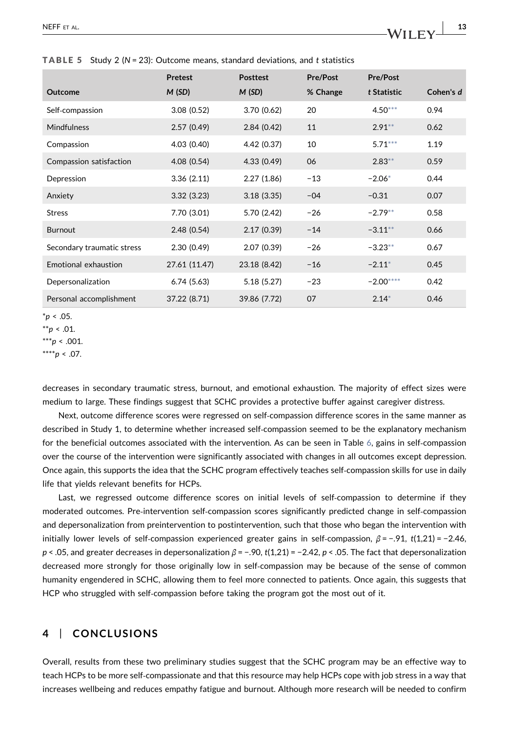**TABLE 5** Study 2 ($N$ = 23): Outcome means, standard deviations, and $t$ statistics

| Outcome | Pretest $M$ ($SD$) | Posttest $M$ ($SD$) | Pre/Post % Change | Pre/Post $t$ Statistic | Cohen's $d$ |
|---|---|---|---|---|---|
| Self-compassion | 3.08 (0.52) | 3.70 (0.62) | 20 | 4.50*** | 0.94 |
| Mindfulness | 2.57 (0.49) | 2.84 (0.42) | 11 | 2.91** | 0.62 |
| Compassion | 4.03 (0.40) | 4.42 (0.37) | 10 | 5.71*** | 1.19 |
| Compassion satisfaction | 4.08 (0.54) | 4.33 (0.49) | 06 | 2.83** | 0.59 |
| Depression | 3.36 (2.11) | 2.27 (1.86) | −13 | −2.06* | 0.44 |
| Anxiety | 3.32 (3.23) | 3.18 (3.35) | −04 | −0.31 | 0.07 |
| Stress | 7.70 (3.01) | 5.70 (2.42) | −26 | −2.79** | 0.58 |
| Burnout | 2.48 (0.54) | 2.17 (0.39) | −14 | −3.11** | 0.66 |
| Secondary traumatic stress | 2.30 (0.49) | 2.07 (0.39) | −26 | −3.23** | 0.67 |
| Emotional exhaustion | 27.61 (11.47) | 23.18 (8.42) | −16 | −2.11* | 0.45 |
| Depersonalization | 6.74 (5.63) | 5.18 (5.27) | −23 | −2.00**** | 0.42 |
| Personal accomplishment | 37.22 (8.71) | 39.86 (7.72) | 07 | 2.14* | 0.46 |

*$p < .05$.

**$p < .01$.

***$p < .001$.

****$p < .07$.

decreases in secondary traumatic stress, burnout, and emotional exhaustion. The majority of effect sizes were medium to large. These findings suggest that SCHC provides a protective buffer against caregiver distress.

Next, outcome difference scores were regressed on self-compassion difference scores in the same manner as described in Study 1, to determine whether increased self-compassion seemed to be the explanatory mechanism for the beneficial outcomes associated with the intervention. As can be seen in Table 6, gains in self-compassion over the course of the intervention were significantly associated with changes in all outcomes except depression. Once again, this supports the idea that the SCHC program effectively teaches self-compassion skills for use in daily life that yields relevant benefits for HCPs.

Last, we regressed outcome difference scores on initial levels of self-compassion to determine if they moderated outcomes. Pre-intervention self-compassion scores significantly predicted change in self-compassion and depersonalization from preintervention to postintervention, such that those who began the intervention with initially lower levels of self-compassion experienced greater gains in self-compassion, $\beta = -.91$, $t(1,21) = -2.46$, $p < .05$, and greater decreases in depersonalization $\beta = -.90$, $t(1,21) = -2.42$, $p < .05$. The fact that depersonalization decreased more strongly for those originally low in self-compassion may be because of the sense of common humanity engendered in SCHC, allowing them to feel more connected to patients. Once again, this suggests that HCP who struggled with self-compassion before taking the program got the most out of it.

## 4 | CONCLUSIONS

Overall, results from these two preliminary studies suggest that the SCHC program may be an effective way to teach HCPs to be more self-compassionate and that this resource may help HCPs cope with job stress in a way that increases wellbeing and reduces empathy fatigue and burnout. Although more research will be needed to confirm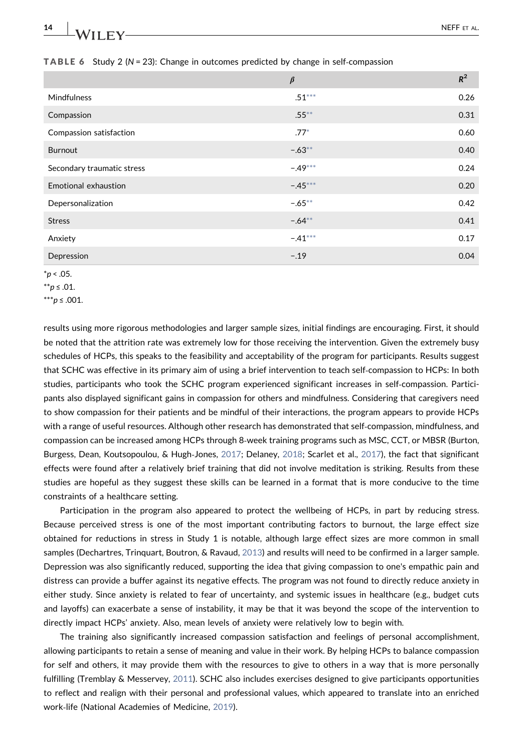**TABLE 6** Study 2 ($N$ = 23): Change in outcomes predicted by change in self-compassion

| | $\beta$ | $R^2$ |
|---|---|---|
| Mindfulness | .51*** | 0.26 |
| Compassion | .55** | 0.31 |
| Compassion satisfaction | .77* | 0.60 |
| Burnout | −.63** | 0.40 |
| Secondary traumatic stress | −.49*** | 0.24 |
| Emotional exhaustion | −.45*** | 0.20 |
| Depersonalization | −.65** | 0.42 |
| Stress | −.64** | 0.41 |
| Anxiety | −.41*** | 0.17 |
| Depression | −.19 | 0.04 |

*$p < .05$.

**$p \leq .01$.

***$p \leq .001$.

results using more rigorous methodologies and larger sample sizes, initial findings are encouraging. First, it should be noted that the attrition rate was extremely low for those receiving the intervention. Given the extremely busy schedules of HCPs, this speaks to the feasibility and acceptability of the program for participants. Results suggest that SCHC was effective in its primary aim of using a brief intervention to teach self-compassion to HCPs: In both studies, participants who took the SCHC program experienced significant increases in self-compassion. Participants also displayed significant gains in compassion for others and mindfulness. Considering that caregivers need to show compassion for their patients and be mindful of their interactions, the program appears to provide HCPs with a range of useful resources. Although other research has demonstrated that self-compassion, mindfulness, and compassion can be increased among HCPs through 8-week training programs such as MSC, CCT, or MBSR (Burton, Burgess, Dean, Koutsopoulou, & Hugh-Jones, 2017; Delaney, 2018; Scarlet et al., 2017), the fact that significant effects were found after a relatively brief training that did not involve meditation is striking. Results from these studies are hopeful as they suggest these skills can be learned in a format that is more conducive to the time constraints of a healthcare setting.

Participation in the program also appeared to protect the wellbeing of HCPs, in part by reducing stress. Because perceived stress is one of the most important contributing factors to burnout, the large effect size obtained for reductions in stress in Study 1 is notable, although large effect sizes are more common in small samples (Dechartres, Trinquart, Boutron, & Ravaud, 2013) and results will need to be confirmed in a larger sample. Depression was also significantly reduced, supporting the idea that giving compassion to one's empathic pain and distress can provide a buffer against its negative effects. The program was not found to directly reduce anxiety in either study. Since anxiety is related to fear of uncertainty, and systemic issues in healthcare (e.g., budget cuts and layoffs) can exacerbate a sense of instability, it may be that it was beyond the scope of the intervention to directly impact HCPs' anxiety. Also, mean levels of anxiety were relatively low to begin with.

The training also significantly increased compassion satisfaction and feelings of personal accomplishment, allowing participants to retain a sense of meaning and value in their work. By helping HCPs to balance compassion for self and others, it may provide them with the resources to give to others in a way that is more personally fulfilling (Tremblay & Messervey, 2011). SCHC also includes exercises designed to give participants opportunities to reflect and realign with their personal and professional values, which appeared to translate into an enriched work-life (National Academies of Medicine, 2019).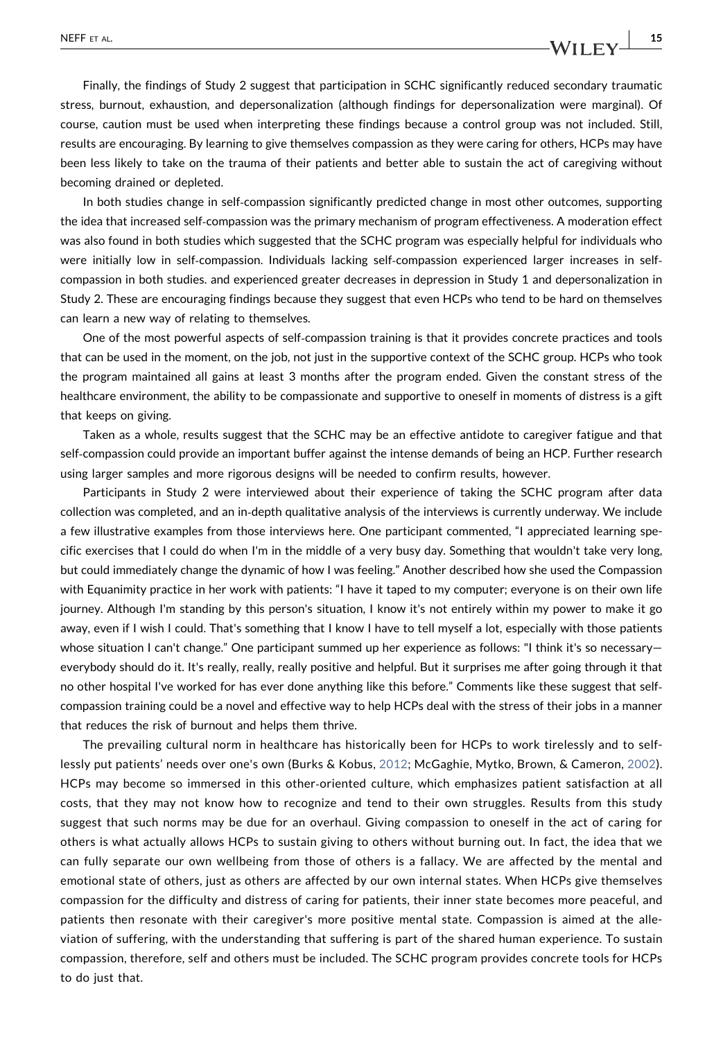Finally, the findings of Study 2 suggest that participation in SCHC significantly reduced secondary traumatic stress, burnout, exhaustion, and depersonalization (although findings for depersonalization were marginal). Of course, caution must be used when interpreting these findings because a control group was not included. Still, results are encouraging. By learning to give themselves compassion as they were caring for others, HCPs may have been less likely to take on the trauma of their patients and better able to sustain the act of caregiving without becoming drained or depleted.

In both studies change in self-compassion significantly predicted change in most other outcomes, supporting the idea that increased self-compassion was the primary mechanism of program effectiveness. A moderation effect was also found in both studies which suggested that the SCHC program was especially helpful for individuals who were initially low in self-compassion. Individuals lacking self-compassion experienced larger increases in self-compassion in both studies. and experienced greater decreases in depression in Study 1 and depersonalization in Study 2. These are encouraging findings because they suggest that even HCPs who tend to be hard on themselves can learn a new way of relating to themselves.

One of the most powerful aspects of self-compassion training is that it provides concrete practices and tools that can be used in the moment, on the job, not just in the supportive context of the SCHC group. HCPs who took the program maintained all gains at least 3 months after the program ended. Given the constant stress of the healthcare environment, the ability to be compassionate and supportive to oneself in moments of distress is a gift that keeps on giving.

Taken as a whole, results suggest that the SCHC may be an effective antidote to caregiver fatigue and that self-compassion could provide an important buffer against the intense demands of being an HCP. Further research using larger samples and more rigorous designs will be needed to confirm results, however.

Participants in Study 2 were interviewed about their experience of taking the SCHC program after data collection was completed, and an in-depth qualitative analysis of the interviews is currently underway. We include a few illustrative examples from those interviews here. One participant commented, "I appreciated learning specific exercises that I could do when I'm in the middle of a very busy day. Something that wouldn't take very long, but could immediately change the dynamic of how I was feeling." Another described how she used the Compassion with Equanimity practice in her work with patients: "I have it taped to my computer; everyone is on their own life journey. Although I'm standing by this person's situation, I know it's not entirely within my power to make it go away, even if I wish I could. That's something that I know I have to tell myself a lot, especially with those patients whose situation I can't change." One participant summed up her experience as follows: "I think it's so necessary—everybody should do it. It's really, really, really positive and helpful. But it surprises me after going through it that no other hospital I've worked for has ever done anything like this before." Comments like these suggest that self-compassion training could be a novel and effective way to help HCPs deal with the stress of their jobs in a manner that reduces the risk of burnout and helps them thrive.

The prevailing cultural norm in healthcare has historically been for HCPs to work tirelessly and to selflessly put patients' needs over one's own (Burks & Kobus, 2012; McGaghie, Mytko, Brown, & Cameron, 2002). HCPs may become so immersed in this other-oriented culture, which emphasizes patient satisfaction at all costs, that they may not know how to recognize and tend to their own struggles. Results from this study suggest that such norms may be due for an overhaul. Giving compassion to oneself in the act of caring for others is what actually allows HCPs to sustain giving to others without burning out. In fact, the idea that we can fully separate our own wellbeing from those of others is a fallacy. We are affected by the mental and emotional state of others, just as others are affected by our own internal states. When HCPs give themselves compassion for the difficulty and distress of caring for patients, their inner state becomes more peaceful, and patients then resonate with their caregiver's more positive mental state. Compassion is aimed at the alleviation of suffering, with the understanding that suffering is part of the shared human experience. To sustain compassion, therefore, self and others must be included. The SCHC program provides concrete tools for HCPs to do just that.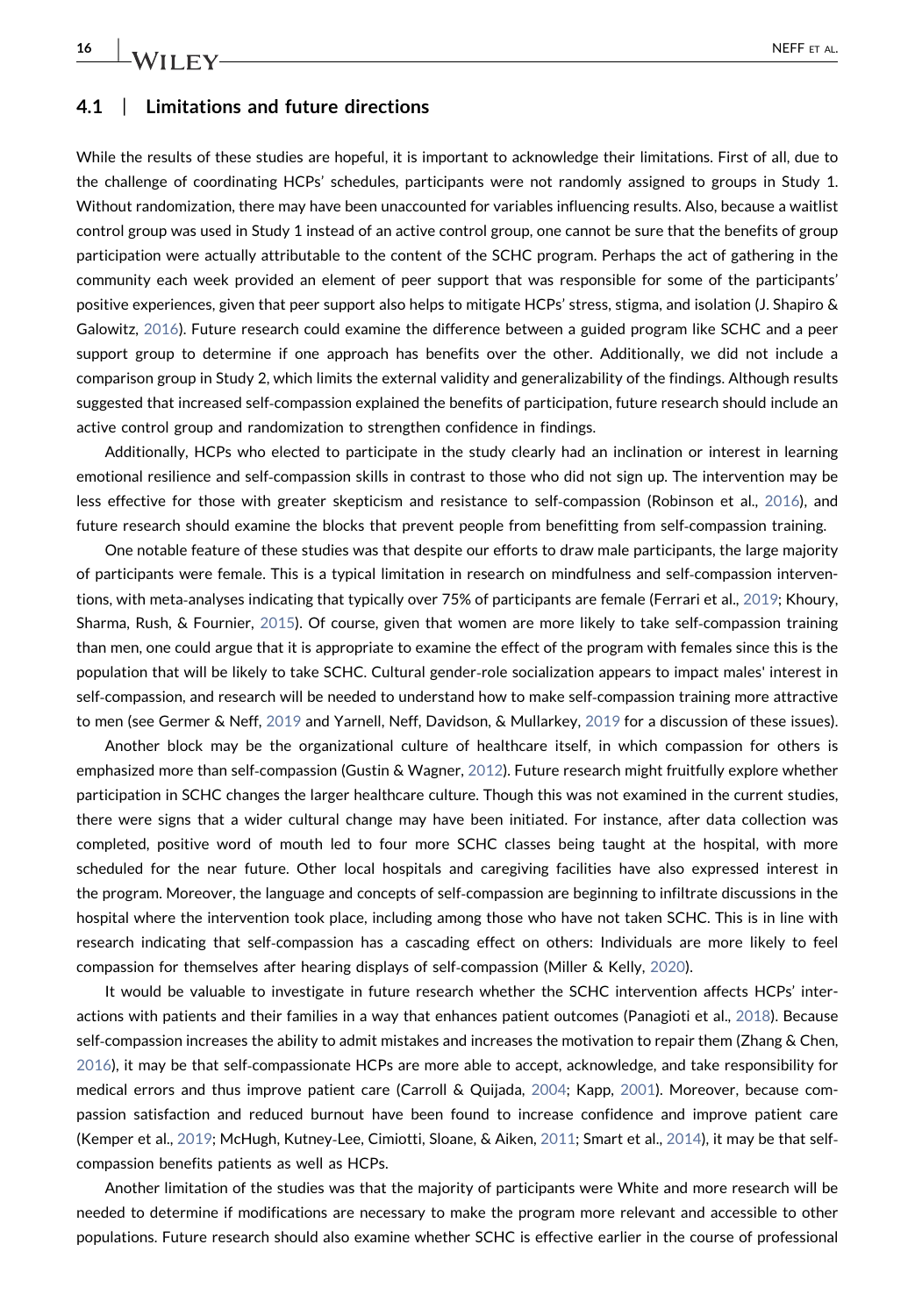### 4.1 | Limitations and future directions

While the results of these studies are hopeful, it is important to acknowledge their limitations. First of all, due to the challenge of coordinating HCPs' schedules, participants were not randomly assigned to groups in Study 1. Without randomization, there may have been unaccounted for variables influencing results. Also, because a waitlist control group was used in Study 1 instead of an active control group, one cannot be sure that the benefits of group participation were actually attributable to the content of the SCHC program. Perhaps the act of gathering in the community each week provided an element of peer support that was responsible for some of the participants' positive experiences, given that peer support also helps to mitigate HCPs' stress, stigma, and isolation (J. Shapiro & Galowitz, 2016). Future research could examine the difference between a guided program like SCHC and a peer support group to determine if one approach has benefits over the other. Additionally, we did not include a comparison group in Study 2, which limits the external validity and generalizability of the findings. Although results suggested that increased self-compassion explained the benefits of participation, future research should include an active control group and randomization to strengthen confidence in findings.

Additionally, HCPs who elected to participate in the study clearly had an inclination or interest in learning emotional resilience and self-compassion skills in contrast to those who did not sign up. The intervention may be less effective for those with greater skepticism and resistance to self-compassion (Robinson et al., 2016), and future research should examine the blocks that prevent people from benefitting from self-compassion training.

One notable feature of these studies was that despite our efforts to draw male participants, the large majority of participants were female. This is a typical limitation in research on mindfulness and self-compassion interventions, with meta-analyses indicating that typically over 75% of participants are female (Ferrari et al., 2019; Khoury, Sharma, Rush, & Fournier, 2015). Of course, given that women are more likely to take self-compassion training than men, one could argue that it is appropriate to examine the effect of the program with females since this is the population that will be likely to take SCHC. Cultural gender-role socialization appears to impact males' interest in self-compassion, and research will be needed to understand how to make self-compassion training more attractive to men (see Germer & Neff, 2019 and Yarnell, Neff, Davidson, & Mullarkey, 2019 for a discussion of these issues).

Another block may be the organizational culture of healthcare itself, in which compassion for others is emphasized more than self-compassion (Gustin & Wagner, 2012). Future research might fruitfully explore whether participation in SCHC changes the larger healthcare culture. Though this was not examined in the current studies, there were signs that a wider cultural change may have been initiated. For instance, after data collection was completed, positive word of mouth led to four more SCHC classes being taught at the hospital, with more scheduled for the near future. Other local hospitals and caregiving facilities have also expressed interest in the program. Moreover, the language and concepts of self-compassion are beginning to infiltrate discussions in the hospital where the intervention took place, including among those who have not taken SCHC. This is in line with research indicating that self-compassion has a cascading effect on others: Individuals are more likely to feel compassion for themselves after hearing displays of self-compassion (Miller & Kelly, 2020).

It would be valuable to investigate in future research whether the SCHC intervention affects HCPs' interactions with patients and their families in a way that enhances patient outcomes (Panagioti et al., 2018). Because self-compassion increases the ability to admit mistakes and increases the motivation to repair them (Zhang & Chen, 2016), it may be that self-compassionate HCPs are more able to accept, acknowledge, and take responsibility for medical errors and thus improve patient care (Carroll & Quijada, 2004; Kapp, 2001). Moreover, because compassion satisfaction and reduced burnout have been found to increase confidence and improve patient care (Kemper et al., 2019; McHugh, Kutney-Lee, Cimiotti, Sloane, & Aiken, 2011; Smart et al., 2014), it may be that self-compassion benefits patients as well as HCPs.

Another limitation of the studies was that the majority of participants were White and more research will be needed to determine if modifications are necessary to make the program more relevant and accessible to other populations. Future research should also examine whether SCHC is effective earlier in the course of professional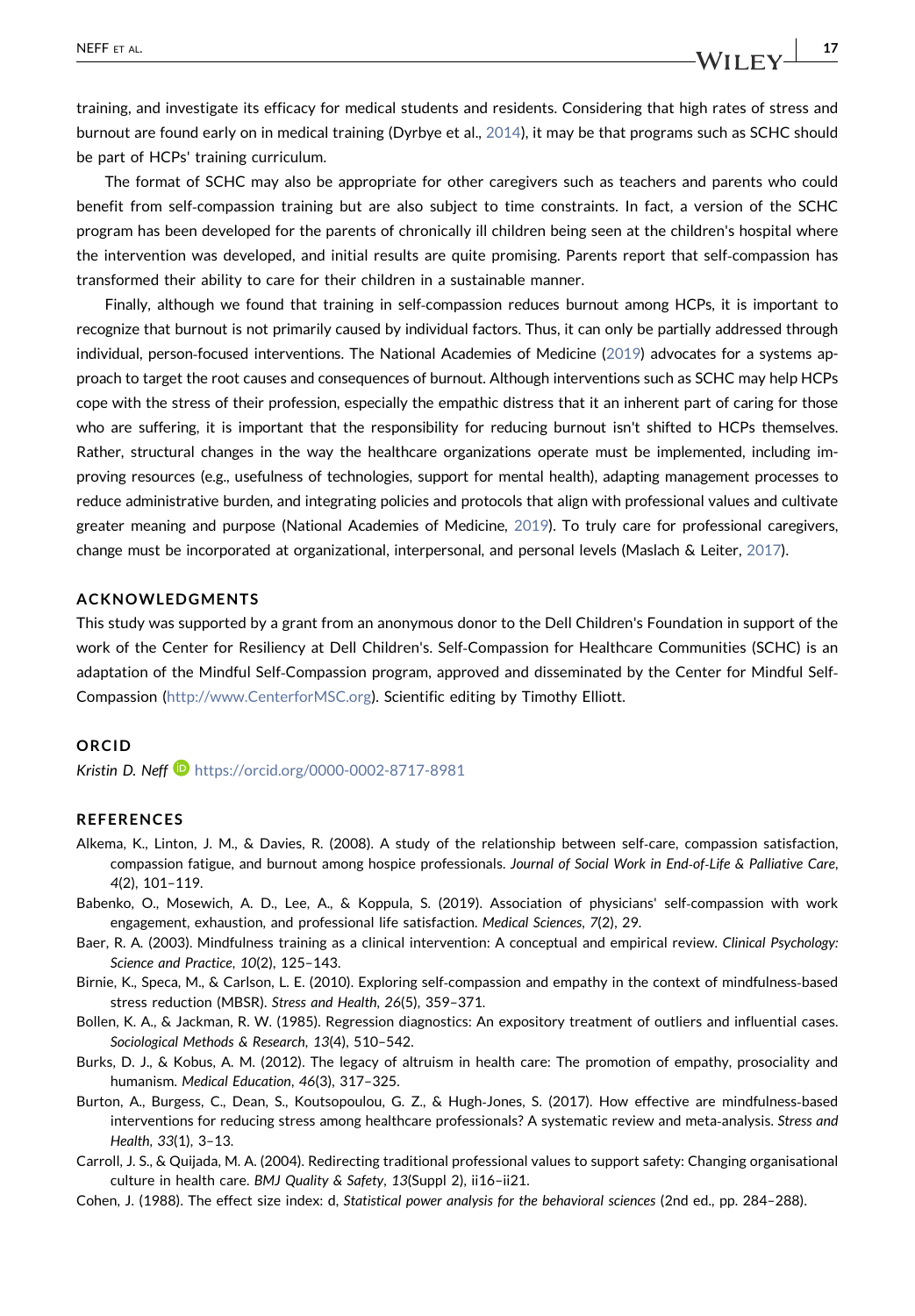training, and investigate its efficacy for medical students and residents. Considering that high rates of stress and burnout are found early on in medical training (Dyrbye et al., 2014), it may be that programs such as SCHC should be part of HCPs' training curriculum.

The format of SCHC may also be appropriate for other caregivers such as teachers and parents who could benefit from self‐compassion training but are also subject to time constraints. In fact, a version of the SCHC program has been developed for the parents of chronically ill children being seen at the children's hospital where the intervention was developed, and initial results are quite promising. Parents report that self‐compassion has transformed their ability to care for their children in a sustainable manner.

Finally, although we found that training in self‐compassion reduces burnout among HCPs, it is important to recognize that burnout is not primarily caused by individual factors. Thus, it can only be partially addressed through individual, person‐focused interventions. The National Academies of Medicine (2019) advocates for a systems approach to target the root causes and consequences of burnout. Although interventions such as SCHC may help HCPs cope with the stress of their profession, especially the empathic distress that it an inherent part of caring for those who are suffering, it is important that the responsibility for reducing burnout isn't shifted to HCPs themselves. Rather, structural changes in the way the healthcare organizations operate must be implemented, including improving resources (e.g., usefulness of technologies, support for mental health), adapting management processes to reduce administrative burden, and integrating policies and protocols that align with professional values and cultivate greater meaning and purpose (National Academies of Medicine, 2019). To truly care for professional caregivers, change must be incorporated at organizational, interpersonal, and personal levels (Maslach & Leiter, 2017).

## ACKNOWLEDGMENTS

This study was supported by a grant from an anonymous donor to the Dell Children's Foundation in support of the work of the Center for Resiliency at Dell Children's. Self‐Compassion for Healthcare Communities (SCHC) is an adaptation of the Mindful Self‐Compassion program, approved and disseminated by the Center for Mindful Self‐Compassion (http://www.CenterforMSC.org). Scientific editing by Timothy Elliott.

## ORCID

*Kristin D. Neff* https://orcid.org/0000-0002-8717-8981

## REFERENCES

Alkema, K., Linton, J. M., & Davies, R. (2008). A study of the relationship between self‐care, compassion satisfaction, compassion fatigue, and burnout among hospice professionals. *Journal of Social Work in End‐of‐Life & Palliative Care*, *4*(2), 101–119.

Babenko, O., Mosewich, A. D., Lee, A., & Koppula, S. (2019). Association of physicians' self‐compassion with work engagement, exhaustion, and professional life satisfaction. *Medical Sciences*, *7*(2), 29.

Baer, R. A. (2003). Mindfulness training as a clinical intervention: A conceptual and empirical review. *Clinical Psychology: Science and Practice*, *10*(2), 125–143.

Birnie, K., Speca, M., & Carlson, L. E. (2010). Exploring self‐compassion and empathy in the context of mindfulness‐based stress reduction (MBSR). *Stress and Health*, *26*(5), 359–371.

Bollen, K. A., & Jackman, R. W. (1985). Regression diagnostics: An expository treatment of outliers and influential cases. *Sociological Methods & Research*, *13*(4), 510–542.

Burks, D. J., & Kobus, A. M. (2012). The legacy of altruism in health care: The promotion of empathy, prosociality and humanism. *Medical Education*, *46*(3), 317–325.

Burton, A., Burgess, C., Dean, S., Koutsopoulou, G. Z., & Hugh‐Jones, S. (2017). How effective are mindfulness‐based interventions for reducing stress among healthcare professionals? A systematic review and meta‐analysis. *Stress and Health*, *33*(1), 3–13.

Carroll, J. S., & Quijada, M. A. (2004). Redirecting traditional professional values to support safety: Changing organisational culture in health care. *BMJ Quality & Safety*, *13*(Suppl 2), ii16–ii21.

Cohen, J. (1988). The effect size index: d, *Statistical power analysis for the behavioral sciences* (2nd ed., pp. 284–288).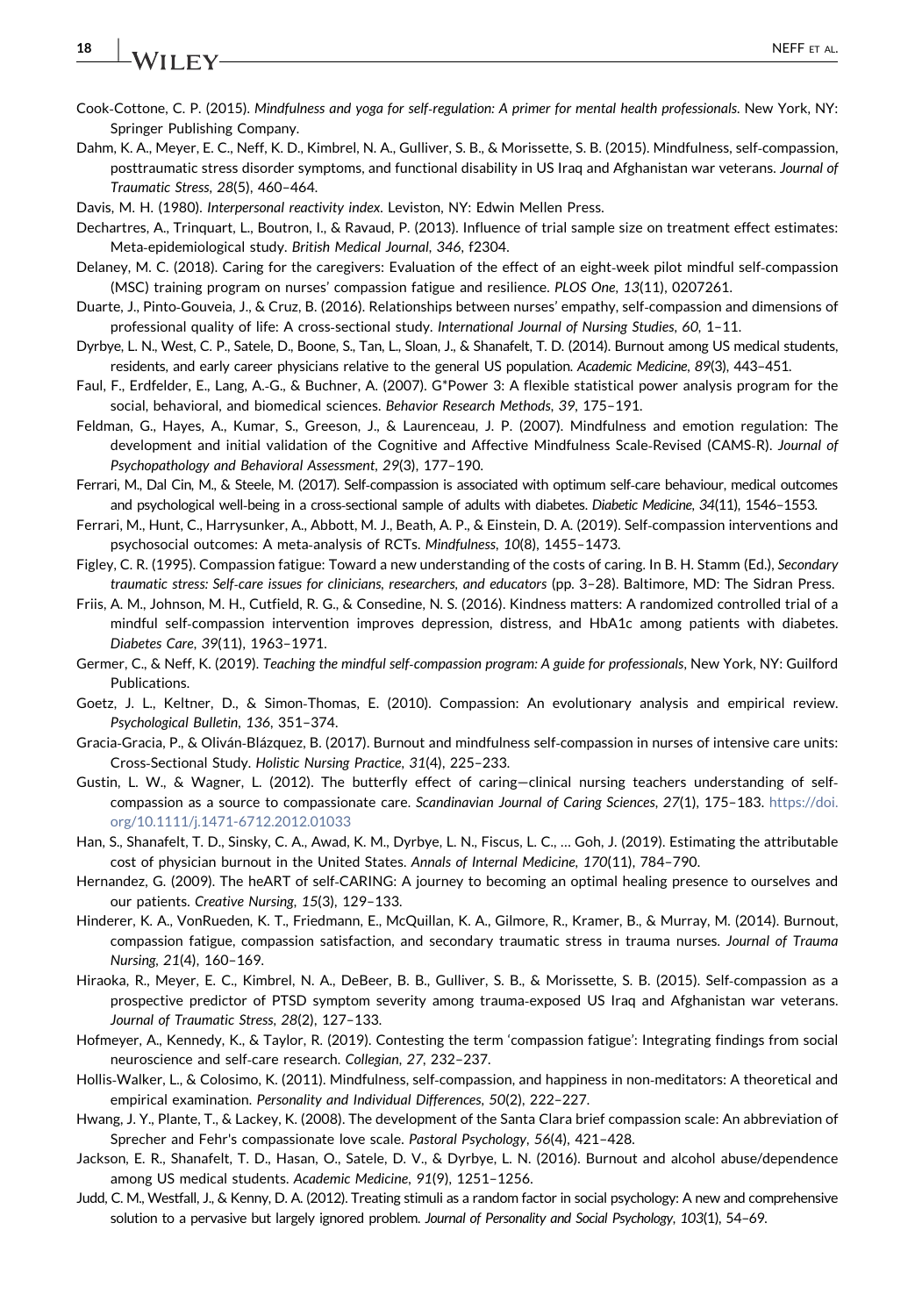Cook-Cottone, C. P. (2015). *Mindfulness and yoga for self-regulation: A primer for mental health professionals*. New York, NY: Springer Publishing Company.

Dahm, K. A., Meyer, E. C., Neff, K. D., Kimbrel, N. A., Gulliver, S. B., & Morissette, S. B. (2015). Mindfulness, self-compassion, posttraumatic stress disorder symptoms, and functional disability in US Iraq and Afghanistan war veterans. *Journal of Traumatic Stress*, *28*(5), 460–464.

Davis, M. H. (1980). *Interpersonal reactivity index*. Leviston, NY: Edwin Mellen Press.

Dechartres, A., Trinquart, L., Boutron, I., & Ravaud, P. (2013). Influence of trial sample size on treatment effect estimates: Meta-epidemiological study. *British Medical Journal*, *346*, f2304.

Delaney, M. C. (2018). Caring for the caregivers: Evaluation of the effect of an eight-week pilot mindful self-compassion (MSC) training program on nurses' compassion fatigue and resilience. *PLOS One*, *13*(11), 0207261.

Duarte, J., Pinto-Gouveia, J., & Cruz, B. (2016). Relationships between nurses' empathy, self-compassion and dimensions of professional quality of life: A cross-sectional study. *International Journal of Nursing Studies*, *60*, 1–11.

Dyrbye, L. N., West, C. P., Satele, D., Boone, S., Tan, L., Sloan, J., & Shanafelt, T. D. (2014). Burnout among US medical students, residents, and early career physicians relative to the general US population. *Academic Medicine*, *89*(3), 443–451.

Faul, F., Erdfelder, E., Lang, A.-G., & Buchner, A. (2007). G*Power 3: A flexible statistical power analysis program for the social, behavioral, and biomedical sciences. *Behavior Research Methods*, *39*, 175–191.

Feldman, G., Hayes, A., Kumar, S., Greeson, J., & Laurenceau, J. P. (2007). Mindfulness and emotion regulation: The development and initial validation of the Cognitive and Affective Mindfulness Scale-Revised (CAMS-R). *Journal of Psychopathology and Behavioral Assessment*, *29*(3), 177–190.

Ferrari, M., Dal Cin, M., & Steele, M. (2017). Self-compassion is associated with optimum self-care behaviour, medical outcomes and psychological well-being in a cross-sectional sample of adults with diabetes. *Diabetic Medicine*, *34*(11), 1546–1553.

Ferrari, M., Hunt, C., Harrysunker, A., Abbott, M. J., Beath, A. P., & Einstein, D. A. (2019). Self-compassion interventions and psychosocial outcomes: A meta-analysis of RCTs. *Mindfulness*, *10*(8), 1455–1473.

Figley, C. R. (1995). Compassion fatigue: Toward a new understanding of the costs of caring. In B. H. Stamm (Ed.), *Secondary traumatic stress: Self-care issues for clinicians, researchers, and educators* (pp. 3–28). Baltimore, MD: The Sidran Press.

Friis, A. M., Johnson, M. H., Cutfield, R. G., & Consedine, N. S. (2016). Kindness matters: A randomized controlled trial of a mindful self-compassion intervention improves depression, distress, and HbA1c among patients with diabetes. *Diabetes Care*, *39*(11), 1963–1971.

Germer, C., & Neff, K. (2019). *Teaching the mindful self-compassion program: A guide for professionals*, New York, NY: Guilford Publications.

Goetz, J. L., Keltner, D., & Simon-Thomas, E. (2010). Compassion: An evolutionary analysis and empirical review. *Psychological Bulletin*, *136*, 351–374.

Gracia-Gracia, P., & Oliván-Blázquez, B. (2017). Burnout and mindfulness self-compassion in nurses of intensive care units: Cross-Sectional Study. *Holistic Nursing Practice*, *31*(4), 225–233.

Gustin, L. W., & Wagner, L. (2012). The butterfly effect of caring—clinical nursing teachers understanding of self-compassion as a source to compassionate care. *Scandinavian Journal of Caring Sciences*, *27*(1), 175–183. https://doi.org/10.1111/j.1471-6712.2012.01033

Han, S., Shanafelt, T. D., Sinsky, C. A., Awad, K. M., Dyrbye, L. N., Fiscus, L. C., … Goh, J. (2019). Estimating the attributable cost of physician burnout in the United States. *Annals of Internal Medicine*, *170*(11), 784–790.

Hernandez, G. (2009). The heART of self-CARING: A journey to becoming an optimal healing presence to ourselves and our patients. *Creative Nursing*, *15*(3), 129–133.

Hinderer, K. A., VonRueden, K. T., Friedmann, E., McQuillan, K. A., Gilmore, R., Kramer, B., & Murray, M. (2014). Burnout, compassion fatigue, compassion satisfaction, and secondary traumatic stress in trauma nurses. *Journal of Trauma Nursing*, *21*(4), 160–169.

Hiraoka, R., Meyer, E. C., Kimbrel, N. A., DeBeer, B. B., Gulliver, S. B., & Morissette, S. B. (2015). Self-compassion as a prospective predictor of PTSD symptom severity among trauma-exposed US Iraq and Afghanistan war veterans. *Journal of Traumatic Stress*, *28*(2), 127–133.

Hofmeyer, A., Kennedy, K., & Taylor, R. (2019). Contesting the term 'compassion fatigue': Integrating findings from social neuroscience and self-care research. *Collegian*, *27*, 232–237.

Hollis-Walker, L., & Colosimo, K. (2011). Mindfulness, self-compassion, and happiness in non-meditators: A theoretical and empirical examination. *Personality and Individual Differences*, *50*(2), 222–227.

Hwang, J. Y., Plante, T., & Lackey, K. (2008). The development of the Santa Clara brief compassion scale: An abbreviation of Sprecher and Fehr's compassionate love scale. *Pastoral Psychology*, *56*(4), 421–428.

Jackson, E. R., Shanafelt, T. D., Hasan, O., Satele, D. V., & Dyrbye, L. N. (2016). Burnout and alcohol abuse/dependence among US medical students. *Academic Medicine*, *91*(9), 1251–1256.

Judd, C. M., Westfall, J., & Kenny, D. A. (2012). Treating stimuli as a random factor in social psychology: A new and comprehensive solution to a pervasive but largely ignored problem. *Journal of Personality and Social Psychology*, *103*(1), 54–69.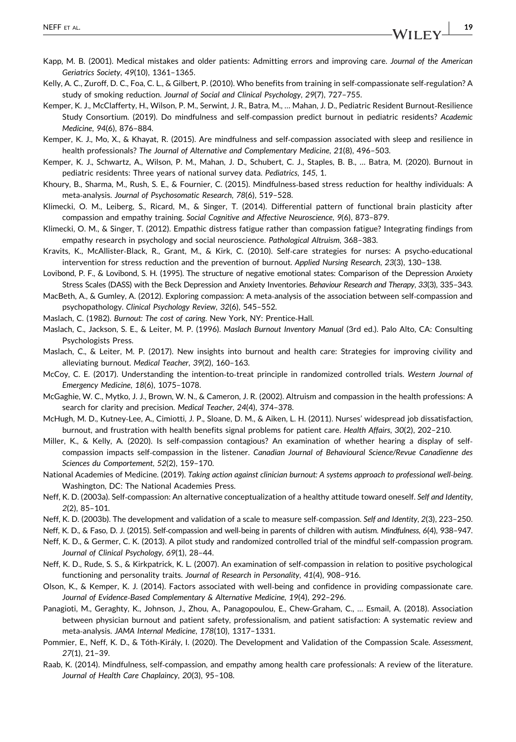Kapp, M. B. (2001). Medical mistakes and older patients: Admitting errors and improving care. *Journal of the American Geriatrics Society*, *49*(10), 1361–1365.

Kelly, A. C., Zuroff, D. C., Foa, C. L., & Gilbert, P. (2010). Who benefits from training in self-compassionate self-regulation? A study of smoking reduction. *Journal of Social and Clinical Psychology*, *29*(7), 727–755.

Kemper, K. J., McClafferty, H., Wilson, P. M., Serwint, J. R., Batra, M., … Mahan, J. D., Pediatric Resident Burnout-Resilience Study Consortium. (2019). Do mindfulness and self-compassion predict burnout in pediatric residents? *Academic Medicine*, *94*(6), 876–884.

Kemper, K. J., Mo, X., & Khayat, R. (2015). Are mindfulness and self-compassion associated with sleep and resilience in health professionals? *The Journal of Alternative and Complementary Medicine*, *21*(8), 496–503.

Kemper, K. J., Schwartz, A., Wilson, P. M., Mahan, J. D., Schubert, C. J., Staples, B. B., … Batra, M. (2020). Burnout in pediatric residents: Three years of national survey data. *Pediatrics*, *145*, 1.

Khoury, B., Sharma, M., Rush, S. E., & Fournier, C. (2015). Mindfulness-based stress reduction for healthy individuals: A meta-analysis. *Journal of Psychosomatic Research*, *78*(6), 519–528.

Klimecki, O. M., Leiberg, S., Ricard, M., & Singer, T. (2014). Differential pattern of functional brain plasticity after compassion and empathy training. *Social Cognitive and Affective Neuroscience*, *9*(6), 873–879.

Klimecki, O. M., & Singer, T. (2012). Empathic distress fatigue rather than compassion fatigue? Integrating findings from empathy research in psychology and social neuroscience. *Pathological Altruism*, 368–383.

Kravits, K., McAllister-Black, R., Grant, M., & Kirk, C. (2010). Self-care strategies for nurses: A psycho-educational intervention for stress reduction and the prevention of burnout. *Applied Nursing Research*, *23*(3), 130–138.

Lovibond, P. F., & Lovibond, S. H. (1995). The structure of negative emotional states: Comparison of the Depression Anxiety Stress Scales (DASS) with the Beck Depression and Anxiety Inventories. *Behaviour Research and Therapy*, *33*(3), 335–343.

MacBeth, A., & Gumley, A. (2012). Exploring compassion: A meta-analysis of the association between self-compassion and psychopathology. *Clinical Psychology Review*, *32*(6), 545–552.

Maslach, C. (1982). *Burnout: The cost of caring*. New York, NY: Prentice-Hall.

Maslach, C., Jackson, S. E., & Leiter, M. P. (1996). *Maslach Burnout Inventory Manual* (3rd ed.). Palo Alto, CA: Consulting Psychologists Press.

Maslach, C., & Leiter, M. P. (2017). New insights into burnout and health care: Strategies for improving civility and alleviating burnout. *Medical Teacher*, *39*(2), 160–163.

McCoy, C. E. (2017). Understanding the intention-to-treat principle in randomized controlled trials. *Western Journal of Emergency Medicine*, *18*(6), 1075–1078.

McGaghie, W. C., Mytko, J. J., Brown, W. N., & Cameron, J. R. (2002). Altruism and compassion in the health professions: A search for clarity and precision. *Medical Teacher*, *24*(4), 374–378.

McHugh, M. D., Kutney-Lee, A., Cimiotti, J. P., Sloane, D. M., & Aiken, L. H. (2011). Nurses' widespread job dissatisfaction, burnout, and frustration with health benefits signal problems for patient care. *Health Affairs*, *30*(2), 202–210.

Miller, K., & Kelly, A. (2020). Is self-compassion contagious? An examination of whether hearing a display of self-compassion impacts self-compassion in the listener. *Canadian Journal of Behavioural Science/Revue Canadienne des Sciences du Comportement*, *52*(2), 159–170.

National Academies of Medicine. (2019). *Taking action against clinician burnout: A systems approach to professional well-being*. Washington, DC: The National Academies Press.

Neff, K. D. (2003a). Self-compassion: An alternative conceptualization of a healthy attitude toward oneself. *Self and Identity*, *2*(2), 85–101.

Neff, K. D. (2003b). The development and validation of a scale to measure self-compassion. *Self and Identity*, *2*(3), 223–250.

Neff, K. D., & Faso, D. J. (2015). Self-compassion and well-being in parents of children with autism. *Mindfulness*, *6*(4), 938–947.

Neff, K. D., & Germer, C. K. (2013). A pilot study and randomized controlled trial of the mindful self-compassion program. *Journal of Clinical Psychology*, *69*(1), 28–44.

Neff, K. D., Rude, S. S., & Kirkpatrick, K. L. (2007). An examination of self-compassion in relation to positive psychological functioning and personality traits. *Journal of Research in Personality*, *41*(4), 908–916.

Olson, K., & Kemper, K. J. (2014). Factors associated with well-being and confidence in providing compassionate care. *Journal of Evidence-Based Complementary & Alternative Medicine*, *19*(4), 292–296.

Panagioti, M., Geraghty, K., Johnson, J., Zhou, A., Panagopoulou, E., Chew-Graham, C., … Esmail, A. (2018). Association between physician burnout and patient safety, professionalism, and patient satisfaction: A systematic review and meta-analysis. *JAMA Internal Medicine*, *178*(10), 1317–1331.

Pommier, E., Neff, K. D., & Tóth-Király, I. (2020). The Development and Validation of the Compassion Scale. *Assessment*, *27*(1), 21–39.

Raab, K. (2014). Mindfulness, self-compassion, and empathy among health care professionals: A review of the literature. *Journal of Health Care Chaplaincy*, *20*(3), 95–108.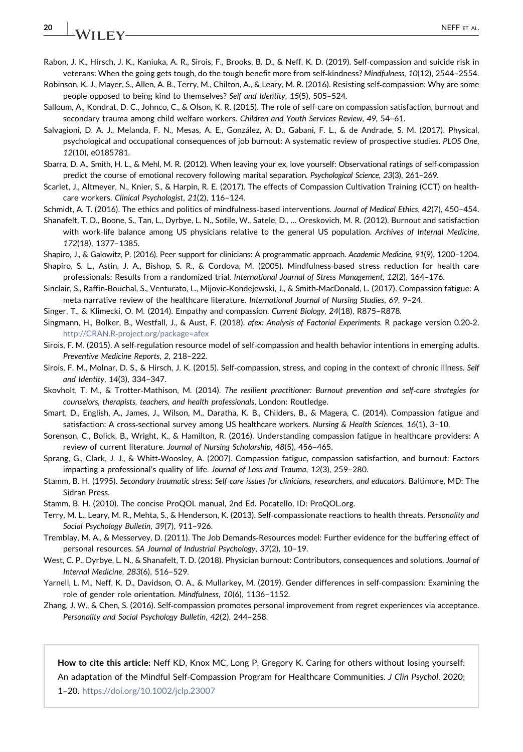Rabon, J. K., Hirsch, J. K., Kaniuka, A. R., Sirois, F., Brooks, B. D., & Neff, K. D. (2019). Self-compassion and suicide risk in veterans: When the going gets tough, do the tough benefit more from self-kindness? *Mindfulness*, *10*(12), 2544–2554.

Robinson, K. J., Mayer, S., Allen, A. B., Terry, M., Chilton, A., & Leary, M. R. (2016). Resisting self-compassion: Why are some people opposed to being kind to themselves? *Self and Identity*, *15*(5), 505–524.

Salloum, A., Kondrat, D. C., Johnco, C., & Olson, K. R. (2015). The role of self-care on compassion satisfaction, burnout and secondary trauma among child welfare workers. *Children and Youth Services Review*, *49*, 54–61.

Salvagioni, D. A. J., Melanda, F. N., Mesas, A. E., González, A. D., Gabani, F. L., & de Andrade, S. M. (2017). Physical, psychological and occupational consequences of job burnout: A systematic review of prospective studies. *PLOS One*, *12*(10), e0185781.

Sbarra, D. A., Smith, H. L., & Mehl, M. R. (2012). When leaving your ex, love yourself: Observational ratings of self-compassion predict the course of emotional recovery following marital separation. *Psychological Science*, *23*(3), 261–269.

Scarlet, J., Altmeyer, N., Knier, S., & Harpin, R. E. (2017). The effects of Compassion Cultivation Training (CCT) on health-care workers. *Clinical Psychologist*, *21*(2), 116–124.

Schmidt, A. T. (2016). The ethics and politics of mindfulness-based interventions. *Journal of Medical Ethics*, *42*(7), 450–454.

Shanafelt, T. D., Boone, S., Tan, L., Dyrbye, L. N., Sotile, W., Satele, D., … Oreskovich, M. R. (2012). Burnout and satisfaction with work-life balance among US physicians relative to the general US population. *Archives of Internal Medicine*, *172*(18), 1377–1385.

Shapiro, J., & Galowitz, P. (2016). Peer support for clinicians: A programmatic approach. *Academic Medicine*, *91*(9), 1200–1204.

Shapiro, S. L., Astin, J. A., Bishop, S. R., & Cordova, M. (2005). Mindfulness-based stress reduction for health care professionals: Results from a randomized trial. *International Journal of Stress Management*, *12*(2), 164–176.

Sinclair, S., Raffin-Bouchal, S., Venturato, L., Mijovic-Kondejewski, J., & Smith-MacDonald, L. (2017). Compassion fatigue: A meta-narrative review of the healthcare literature. *International Journal of Nursing Studies*, *69*, 9–24.

Singer, T., & Klimecki, O. M. (2014). Empathy and compassion. *Current Biology*, *24*(18), R875–R878.

Singmann, H., Bolker, B., Westfall, J., & Aust, F. (2018). *afex: Analysis of Factorial Experiments*. R package version 0.20-2. http://CRAN.R-project.org/package=afex

Sirois, F. M. (2015). A self-regulation resource model of self-compassion and health behavior intentions in emerging adults. *Preventive Medicine Reports*, *2*, 218–222.

Sirois, F. M., Molnar, D. S., & Hirsch, J. K. (2015). Self-compassion, stress, and coping in the context of chronic illness. *Self and Identity*, *14*(3), 334–347.

Skovholt, T. M., & Trotter-Mathison, M. (2014). *The resilient practitioner: Burnout prevention and self-care strategies for counselors, therapists, teachers, and health professionals*, London: Routledge.

Smart, D., English, A., James, J., Wilson, M., Daratha, K. B., Childers, B., & Magera, C. (2014). Compassion fatigue and satisfaction: A cross-sectional survey among US healthcare workers. *Nursing & Health Sciences*, *16*(1), 3–10.

Sorenson, C., Bolick, B., Wright, K., & Hamilton, R. (2016). Understanding compassion fatigue in healthcare providers: A review of current literature. *Journal of Nursing Scholarship*, *48*(5), 456–465.

Sprang, G., Clark, J. J., & Whitt-Woosley, A. (2007). Compassion fatigue, compassion satisfaction, and burnout: Factors impacting a professional's quality of life. *Journal of Loss and Trauma*, *12*(3), 259–280.

Stamm, B. H. (1995). *Secondary traumatic stress: Self-care issues for clinicians, researchers, and educators*. Baltimore, MD: The Sidran Press.

Stamm, B. H. (2010). The concise ProQOL manual, 2nd Ed. Pocatello, ID: ProQOL.org.

Terry, M. L., Leary, M. R., Mehta, S., & Henderson, K. (2013). Self-compassionate reactions to health threats. *Personality and Social Psychology Bulletin*, *39*(7), 911–926.

Tremblay, M. A., & Messervey, D. (2011). The Job Demands-Resources model: Further evidence for the buffering effect of personal resources. *SA Journal of Industrial Psychology*, *37*(2), 10–19.

West, C. P., Dyrbye, L. N., & Shanafelt, T. D. (2018). Physician burnout: Contributors, consequences and solutions. *Journal of Internal Medicine*, *283*(6), 516–529.

Yarnell, L. M., Neff, K. D., Davidson, O. A., & Mullarkey, M. (2019). Gender differences in self-compassion: Examining the role of gender role orientation. *Mindfulness*, *10*(6), 1136–1152.

Zhang, J. W., & Chen, S. (2016). Self-compassion promotes personal improvement from regret experiences via acceptance. *Personality and Social Psychology Bulletin*, *42*(2), 244–258.

**How to cite this article:** Neff KD, Knox MC, Long P, Gregory K. Caring for others without losing yourself: An adaptation of the Mindful Self-Compassion Program for Healthcare Communities. *J Clin Psychol*. 2020; 1–20. https://doi.org/10.1002/jclp.23007